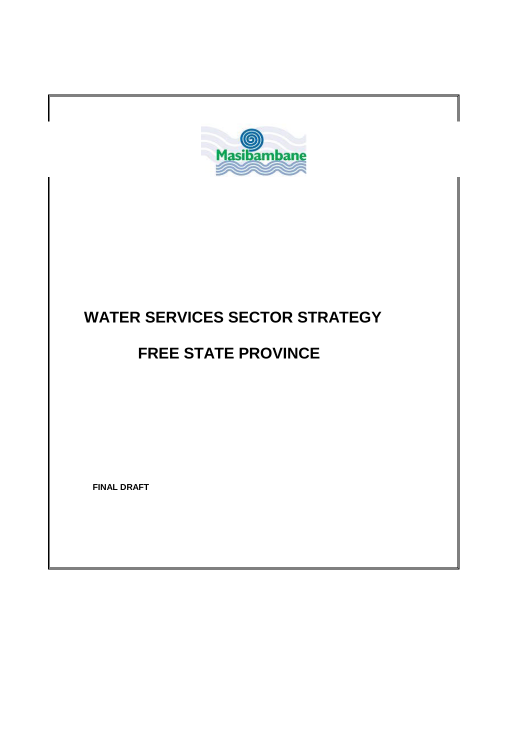Masibambane

# WATER SERVICES SECTOR STRATEGY

# FREE STATE PROVINCE

**FINAL DRAFT**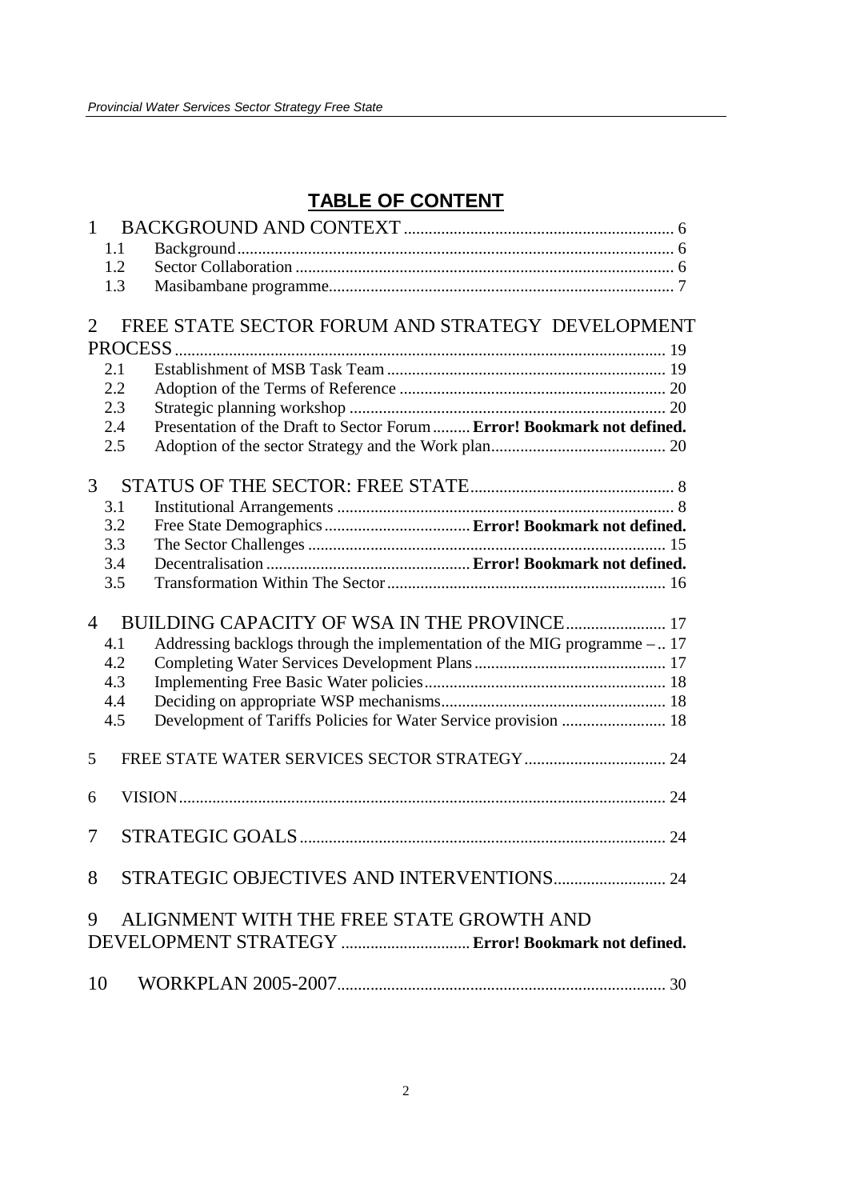## TABLE OF CONTENT

1 BACKGROUND AND CONTEXT ..... 6
- 1.1 Background ..... 6
- 1.2 Sector Collaboration ..... 6
- 1.3 Masibambane programme ..... 7

2 FREE STATE SECTOR FORUM AND STRATEGY DEVELOPMENT PROCESS ..... 19
- 2.1 Establishment of MSB Task Team ..... 19
- 2.2 Adoption of the Terms of Reference ..... 20
- 2.3 Strategic planning workshop ..... 20
- 2.4 Presentation of the Draft to Sector Forum ..... **Error! Bookmark not defined.**
- 2.5 Adoption of the sector Strategy and the Work plan ..... 20

3 STATUS OF THE SECTOR: FREE STATE ..... 8
- 3.1 Institutional Arrangements ..... 8
- 3.2 Free State Demographics ..... **Error! Bookmark not defined.**
- 3.3 The Sector Challenges ..... 15
- 3.4 Decentralisation ..... **Error! Bookmark not defined.**
- 3.5 Transformation Within The Sector ..... 16

4 BUILDING CAPACITY OF WSA IN THE PROVINCE ..... 17
- 4.1 Addressing backlogs through the implementation of the MIG programme – .. 17
- 4.2 Completing Water Services Development Plans ..... 17
- 4.3 Implementing Free Basic Water policies ..... 18
- 4.4 Deciding on appropriate WSP mechanisms ..... 18
- 4.5 Development of Tariffs Policies for Water Service provision ..... 18

5 FREE STATE WATER SERVICES SECTOR STRATEGY ..... 24

6 VISION ..... 24

7 STRATEGIC GOALS ..... 24

8 STRATEGIC OBJECTIVES AND INTERVENTIONS ..... 24

9 ALIGNMENT WITH THE FREE STATE GROWTH AND DEVELOPMENT STRATEGY ..... **Error! Bookmark not defined.**

10 WORKPLAN 2005-2007 ..... 30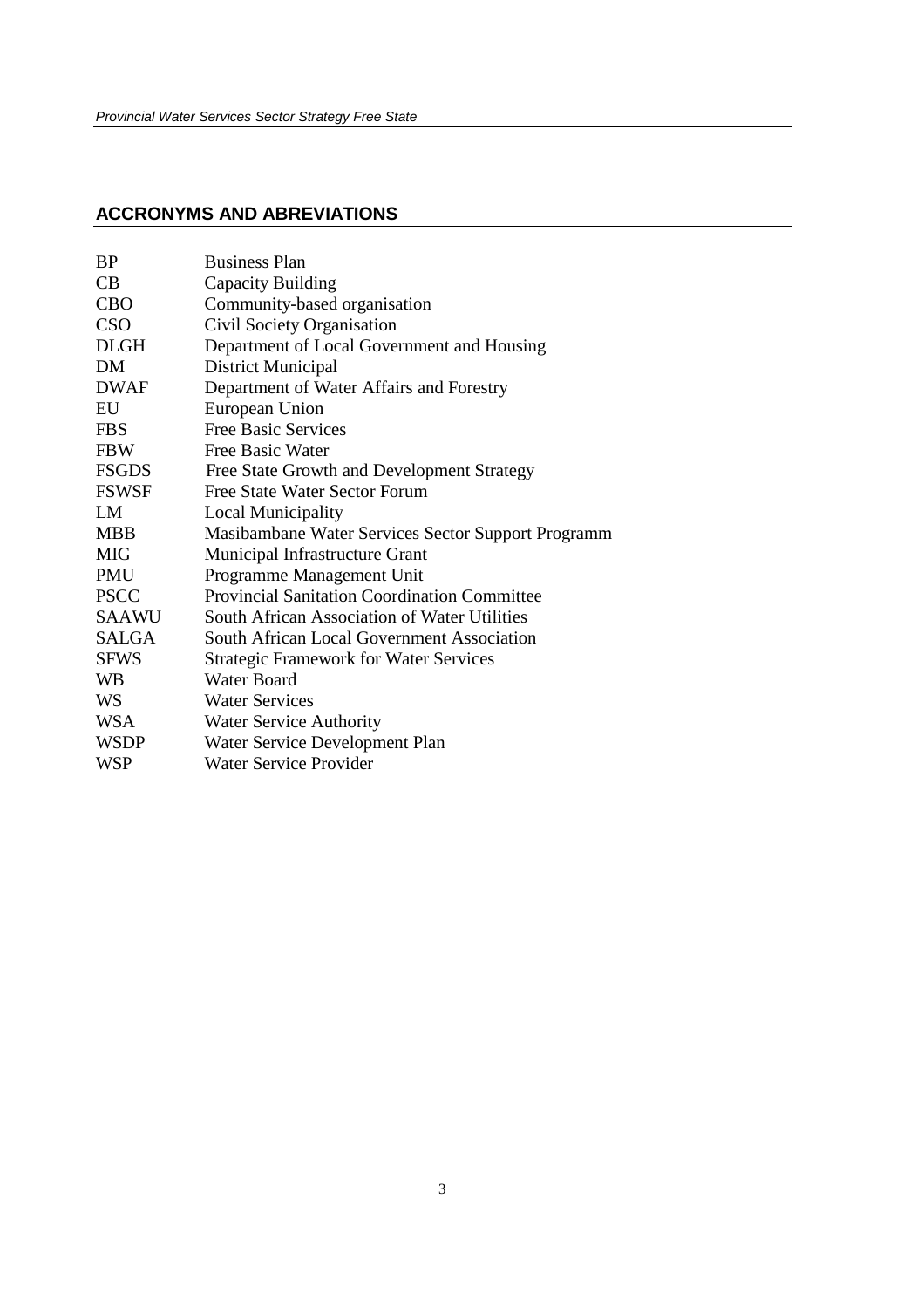## ACCRONYMS AND ABREVIATIONS

| | |
|---|---|
| BP | Business Plan |
| CB | Capacity Building |
| CBO | Community-based organisation |
| CSO | Civil Society Organisation |
| DLGH | Department of Local Government and Housing |
| DM | District Municipal |
| DWAF | Department of Water Affairs and Forestry |
| EU | European Union |
| FBS | Free Basic Services |
| FBW | Free Basic Water |
| FSGDS | Free State Growth and Development Strategy |
| FSWSF | Free State Water Sector Forum |
| LM | Local Municipality |
| MBB | Masibambane Water Services Sector Support Programm |
| MIG | Municipal Infrastructure Grant |
| PMU | Programme Management Unit |
| PSCC | Provincial Sanitation Coordination Committee |
| SAAWU | South African Association of Water Utilities |
| SALGA | South African Local Government Association |
| SFWS | Strategic Framework for Water Services |
| WB | Water Board |
| WS | Water Services |
| WSA | Water Service Authority |
| WSDP | Water Service Development Plan |
| WSP | Water Service Provider |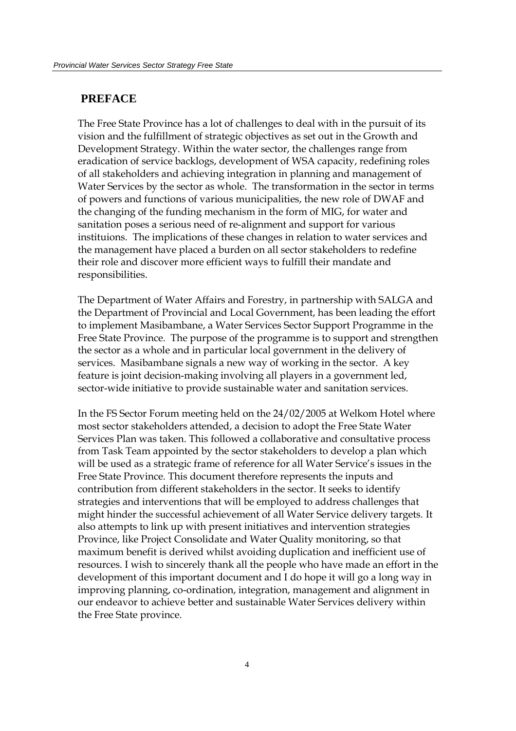## PREFACE

The Free State Province has a lot of challenges to deal with in the pursuit of its vision and the fulfillment of strategic objectives as set out in the Growth and Development Strategy. Within the water sector, the challenges range from eradication of service backlogs, development of WSA capacity, redefining roles of all stakeholders and achieving integration in planning and management of Water Services by the sector as whole. The transformation in the sector in terms of powers and functions of various municipalities, the new role of DWAF and the changing of the funding mechanism in the form of MIG, for water and sanitation poses a serious need of re-alignment and support for various instituions. The implications of these changes in relation to water services and the management have placed a burden on all sector stakeholders to redefine their role and discover more efficient ways to fulfill their mandate and responsibilities.

The Department of Water Affairs and Forestry, in partnership with SALGA and the Department of Provincial and Local Government, has been leading the effort to implement Masibambane, a Water Services Sector Support Programme in the Free State Province. The purpose of the programme is to support and strengthen the sector as a whole and in particular local government in the delivery of services. Masibambane signals a new way of working in the sector. A key feature is joint decision-making involving all players in a government led, sector-wide initiative to provide sustainable water and sanitation services.

In the FS Sector Forum meeting held on the 24/02/2005 at Welkom Hotel where most sector stakeholders attended, a decision to adopt the Free State Water Services Plan was taken. This followed a collaborative and consultative process from Task Team appointed by the sector stakeholders to develop a plan which will be used as a strategic frame of reference for all Water Service's issues in the Free State Province. This document therefore represents the inputs and contribution from different stakeholders in the sector. It seeks to identify strategies and interventions that will be employed to address challenges that might hinder the successful achievement of all Water Service delivery targets. It also attempts to link up with present initiatives and intervention strategies Province, like Project Consolidate and Water Quality monitoring, so that maximum benefit is derived whilst avoiding duplication and inefficient use of resources. I wish to sincerely thank all the people who have made an effort in the development of this important document and I do hope it will go a long way in improving planning, co-ordination, integration, management and alignment in our endeavor to achieve better and sustainable Water Services delivery within the Free State province.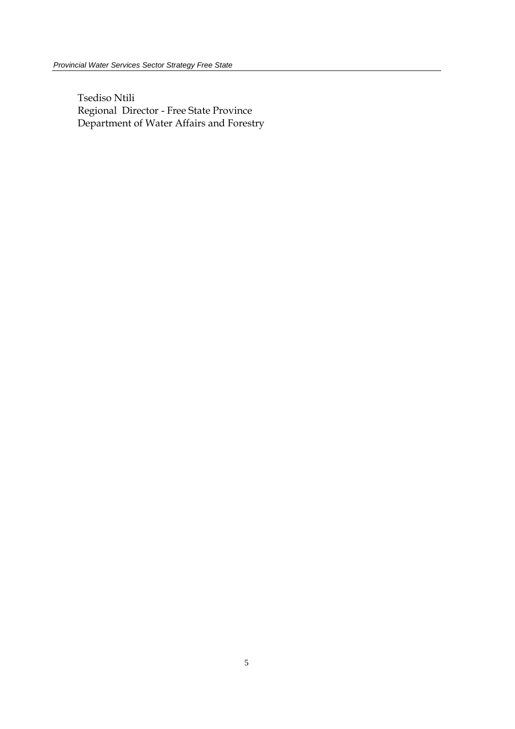Tsediso Ntili
Regional  Director - Free State Province
Department of Water Affairs and Forestry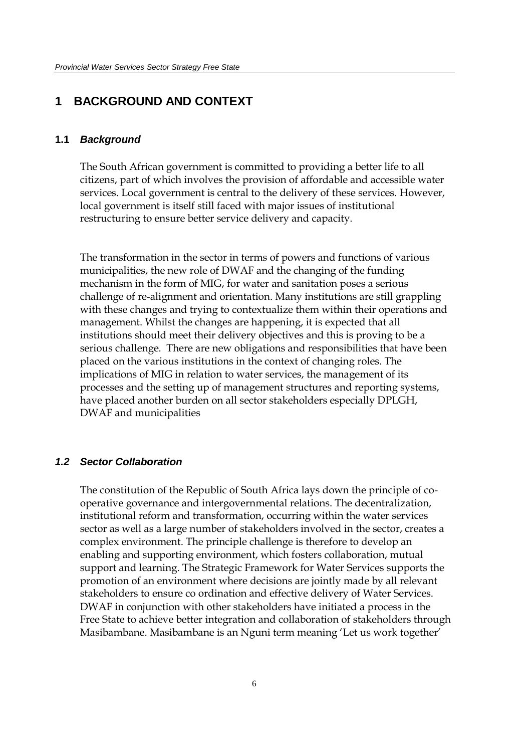# 1 BACKGROUND AND CONTEXT

## 1.1 *Background*

The South African government is committed to providing a better life to all citizens, part of which involves the provision of affordable and accessible water services. Local government is central to the delivery of these services. However, local government is itself still faced with major issues of institutional restructuring to ensure better service delivery and capacity.

The transformation in the sector in terms of powers and functions of various municipalities, the new role of DWAF and the changing of the funding mechanism in the form of MIG, for water and sanitation poses a serious challenge of re-alignment and orientation. Many institutions are still grappling with these changes and trying to contextualize them within their operations and management. Whilst the changes are happening, it is expected that all institutions should meet their delivery objectives and this is proving to be a serious challenge. There are new obligations and responsibilities that have been placed on the various institutions in the context of changing roles. The implications of MIG in relation to water services, the management of its processes and the setting up of management structures and reporting systems, have placed another burden on all sector stakeholders especially DPLGH, DWAF and municipalities

## *1.2 Sector Collaboration*

The constitution of the Republic of South Africa lays down the principle of co-operative governance and intergovernmental relations. The decentralization, institutional reform and transformation, occurring within the water services sector as well as a large number of stakeholders involved in the sector, creates a complex environment. The principle challenge is therefore to develop an enabling and supporting environment, which fosters collaboration, mutual support and learning. The Strategic Framework for Water Services supports the promotion of an environment where decisions are jointly made by all relevant stakeholders to ensure co ordination and effective delivery of Water Services. DWAF in conjunction with other stakeholders have initiated a process in the Free State to achieve better integration and collaboration of stakeholders through Masibambane. Masibambane is an Nguni term meaning 'Let us work together'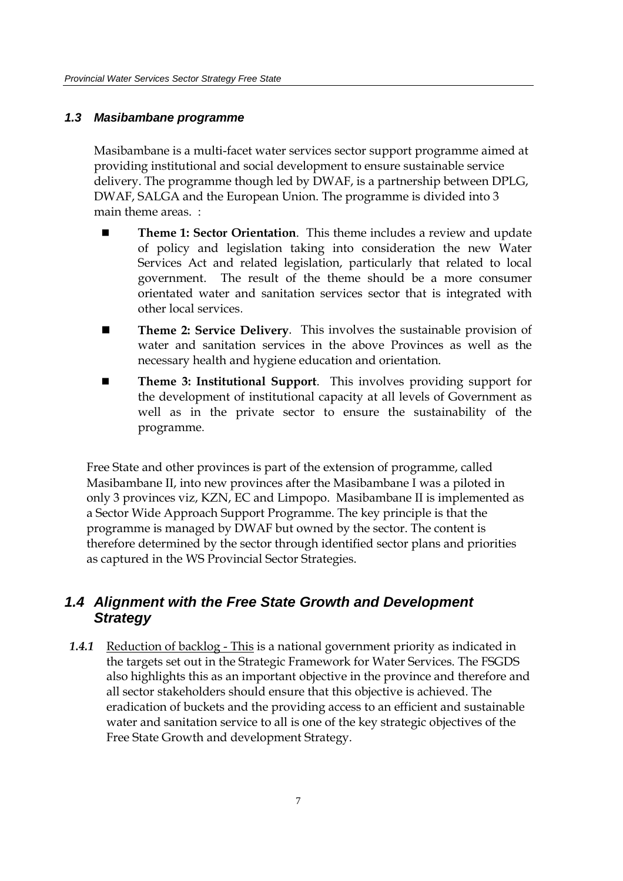### *1.3 Masibambane programme*

Masibambane is a multi-facet water services sector support programme aimed at providing institutional and social development to ensure sustainable service delivery. The programme though led by DWAF, is a partnership between DPLG, DWAF, SALGA and the European Union. The programme is divided into 3 main theme areas. :

- **Theme 1: Sector Orientation**. This theme includes a review and update of policy and legislation taking into consideration the new Water Services Act and related legislation, particularly that related to local government. The result of the theme should be a more consumer orientated water and sanitation services sector that is integrated with other local services.
- **Theme 2: Service Delivery**. This involves the sustainable provision of water and sanitation services in the above Provinces as well as the necessary health and hygiene education and orientation.
- **Theme 3: Institutional Support**. This involves providing support for the development of institutional capacity at all levels of Government as well as in the private sector to ensure the sustainability of the programme.

Free State and other provinces is part of the extension of programme, called Masibambane II, into new provinces after the Masibambane I was a piloted in only 3 provinces viz, KZN, EC and Limpopo. Masibambane II is implemented as a Sector Wide Approach Support Programme. The key principle is that the programme is managed by DWAF but owned by the sector. The content is therefore determined by the sector through identified sector plans and priorities as captured in the WS Provincial Sector Strategies.

## *1.4 Alignment with the Free State Growth and Development Strategy*

***1.4.1*** Reduction of backlog - This is a national government priority as indicated in the targets set out in the Strategic Framework for Water Services. The FSGDS also highlights this as an important objective in the province and therefore and all sector stakeholders should ensure that this objective is achieved. The eradication of buckets and the providing access to an efficient and sustainable water and sanitation service to all is one of the key strategic objectives of the Free State Growth and development Strategy.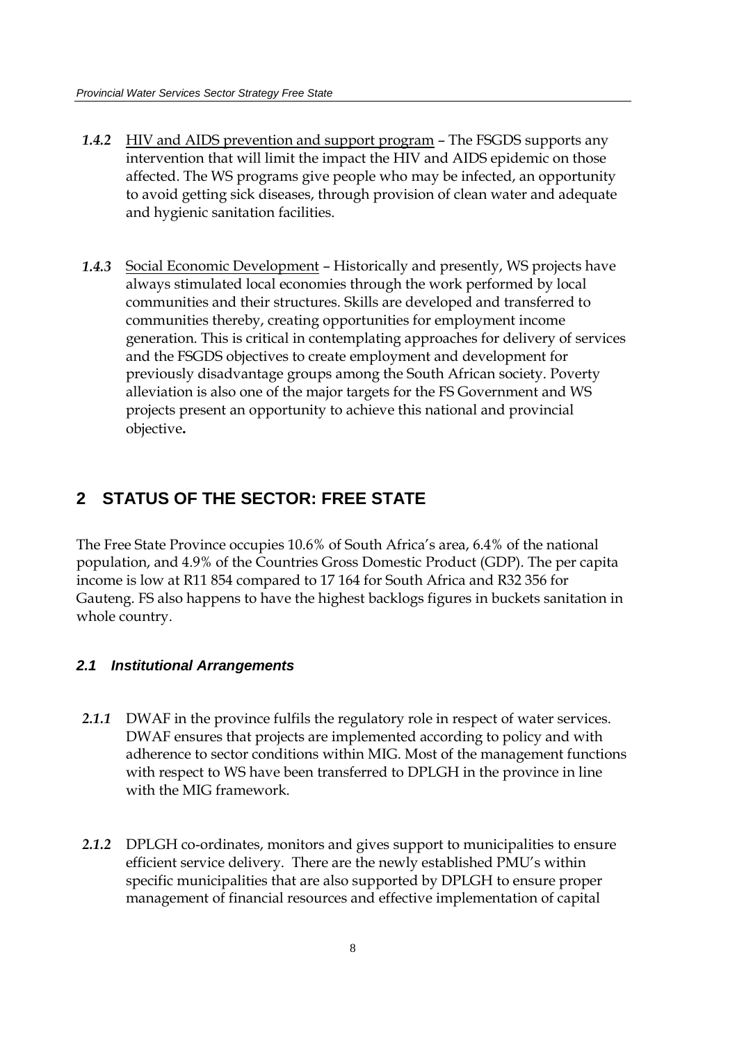*1.4.2* <u>HIV and AIDS prevention and support program</u> – The FSGDS supports any intervention that will limit the impact the HIV and AIDS epidemic on those affected. The WS programs give people who may be infected, an opportunity to avoid getting sick diseases, through provision of clean water and adequate and hygienic sanitation facilities.

*1.4.3* <u>Social Economic Development</u> – Historically and presently, WS projects have always stimulated local economies through the work performed by local communities and their structures. Skills are developed and transferred to communities thereby, creating opportunities for employment income generation. This is critical in contemplating approaches for delivery of services and the FSGDS objectives to create employment and development for previously disadvantage groups among the South African society. Poverty alleviation is also one of the major targets for the FS Government and WS projects present an opportunity to achieve this national and provincial objective**.**

# 2 STATUS OF THE SECTOR: FREE STATE

The Free State Province occupies 10.6% of South Africa's area, 6.4% of the national population, and 4.9% of the Countries Gross Domestic Product (GDP). The per capita income is low at R11 854 compared to 17 164 for South Africa and R32 356 for Gauteng. FS also happens to have the highest backlogs figures in buckets sanitation in whole country.

## *2.1 Institutional Arrangements*

*2.1.1* DWAF in the province fulfils the regulatory role in respect of water services. DWAF ensures that projects are implemented according to policy and with adherence to sector conditions within MIG. Most of the management functions with respect to WS have been transferred to DPLGH in the province in line with the MIG framework.

*2.1.2* DPLGH co-ordinates, monitors and gives support to municipalities to ensure efficient service delivery. There are the newly established PMU's within specific municipalities that are also supported by DPLGH to ensure proper management of financial resources and effective implementation of capital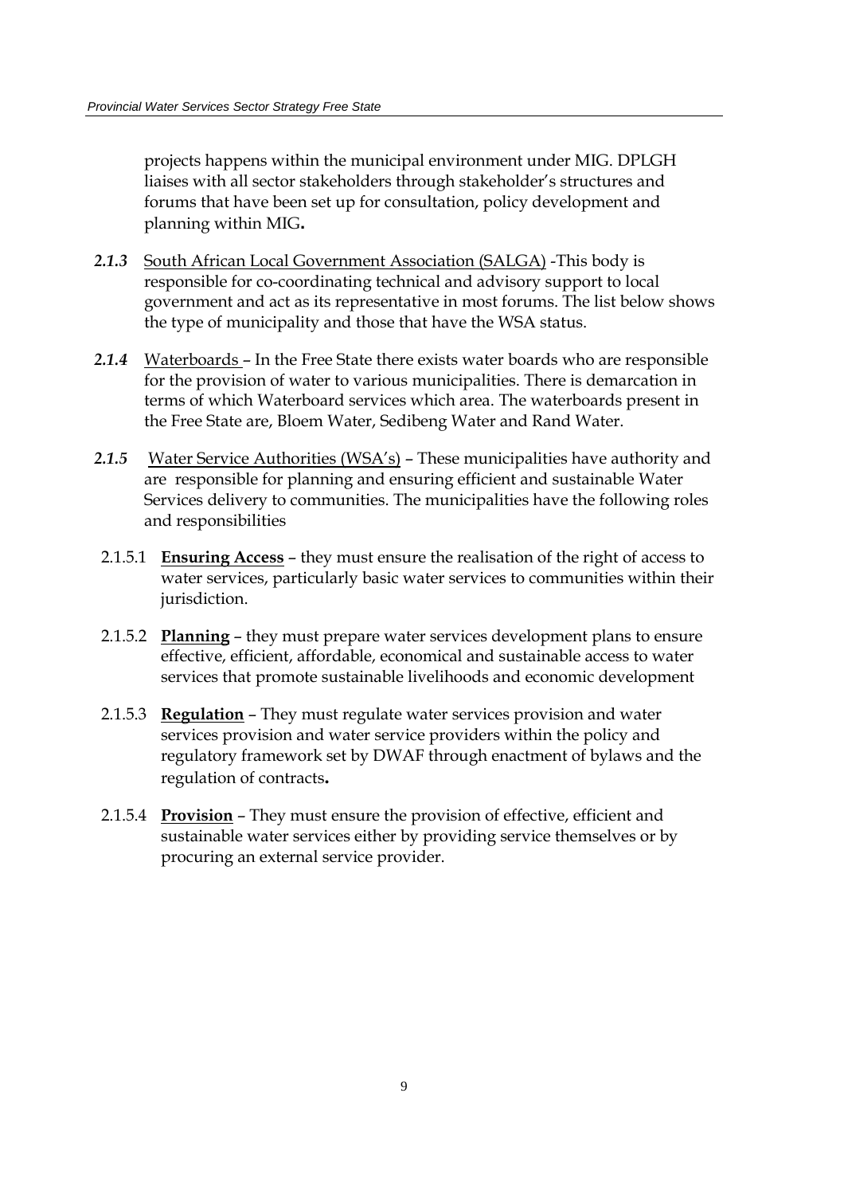projects happens within the municipal environment under MIG. DPLGH liaises with all sector stakeholders through stakeholder's structures and forums that have been set up for consultation, policy development and planning within MIG**.**

***2.1.3*** South African Local Government Association (SALGA) -This body is responsible for co-coordinating technical and advisory support to local government and act as its representative in most forums. The list below shows the type of municipality and those that have the WSA status.

***2.1.4*** Waterboards – In the Free State there exists water boards who are responsible for the provision of water to various municipalities. There is demarcation in terms of which Waterboard services which area. The waterboards present in the Free State are, Bloem Water, Sedibeng Water and Rand Water.

***2.1.5*** Water Service Authorities (WSA's) – These municipalities have authority and are responsible for planning and ensuring efficient and sustainable Water Services delivery to communities. The municipalities have the following roles and responsibilities

2.1.5.1 **Ensuring Access** – they must ensure the realisation of the right of access to water services, particularly basic water services to communities within their jurisdiction.

2.1.5.2 **Planning** – they must prepare water services development plans to ensure effective, efficient, affordable, economical and sustainable access to water services that promote sustainable livelihoods and economic development

2.1.5.3 **Regulation** – They must regulate water services provision and water services provision and water service providers within the policy and regulatory framework set by DWAF through enactment of bylaws and the regulation of contracts**.**

2.1.5.4 **Provision** – They must ensure the provision of effective, efficient and sustainable water services either by providing service themselves or by procuring an external service provider.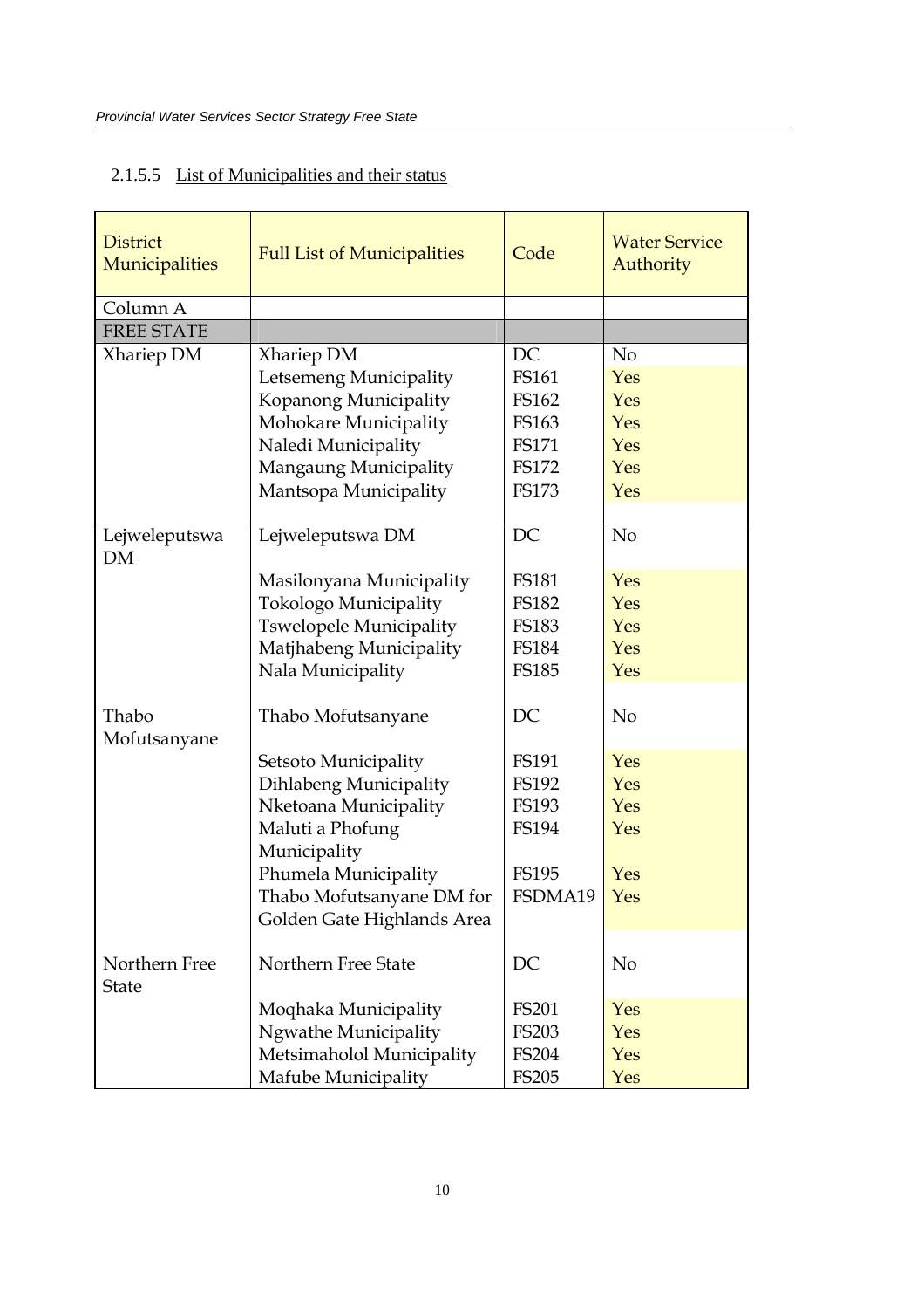#### 2.1.5.5 List of Municipalities and their status

| District Municipalities | Full List of Municipalities | Code | Water Service Authority |
|---|---|---|---|
| Column A | | | |
| FREE STATE | | | |
| Xhariep DM | Xhariep DM | DC | No |
| | Letsemeng Municipality | FS161 | Yes |
| | Kopanong Municipality | FS162 | Yes |
| | Mohokare Municipality | FS163 | Yes |
| | Naledi Municipality | FS171 | Yes |
| | Mangaung Municipality | FS172 | Yes |
| | Mantsopa Municipality | FS173 | Yes |
| Lejweleputswa DM | Lejweleputswa DM | DC | No |
| | Masilonyana Municipality | FS181 | Yes |
| | Tokologo Municipality | FS182 | Yes |
| | Tswelopele Municipality | FS183 | Yes |
| | Matjhabeng Municipality | FS184 | Yes |
| | Nala Municipality | FS185 | Yes |
| Thabo Mofutsanyane | Thabo Mofutsanyane | DC | No |
| | Setsoto Municipality | FS191 | Yes |
| | Dihlabeng Municipality | FS192 | Yes |
| | Nketoana Municipality | FS193 | Yes |
| | Maluti a Phofung Municipality | FS194 | Yes |
| | Phumela Municipality | FS195 | Yes |
| | Thabo Mofutsanyane DM for Golden Gate Highlands Area | FSDMA19 | Yes |
| Northern Free State | Northern Free State | DC | No |
| | Moqhaka Municipality | FS201 | Yes |
| | Ngwathe Municipality | FS203 | Yes |
| | Metsimaholol Municipality | FS204 | Yes |
| | Mafube Municipality | FS205 | Yes |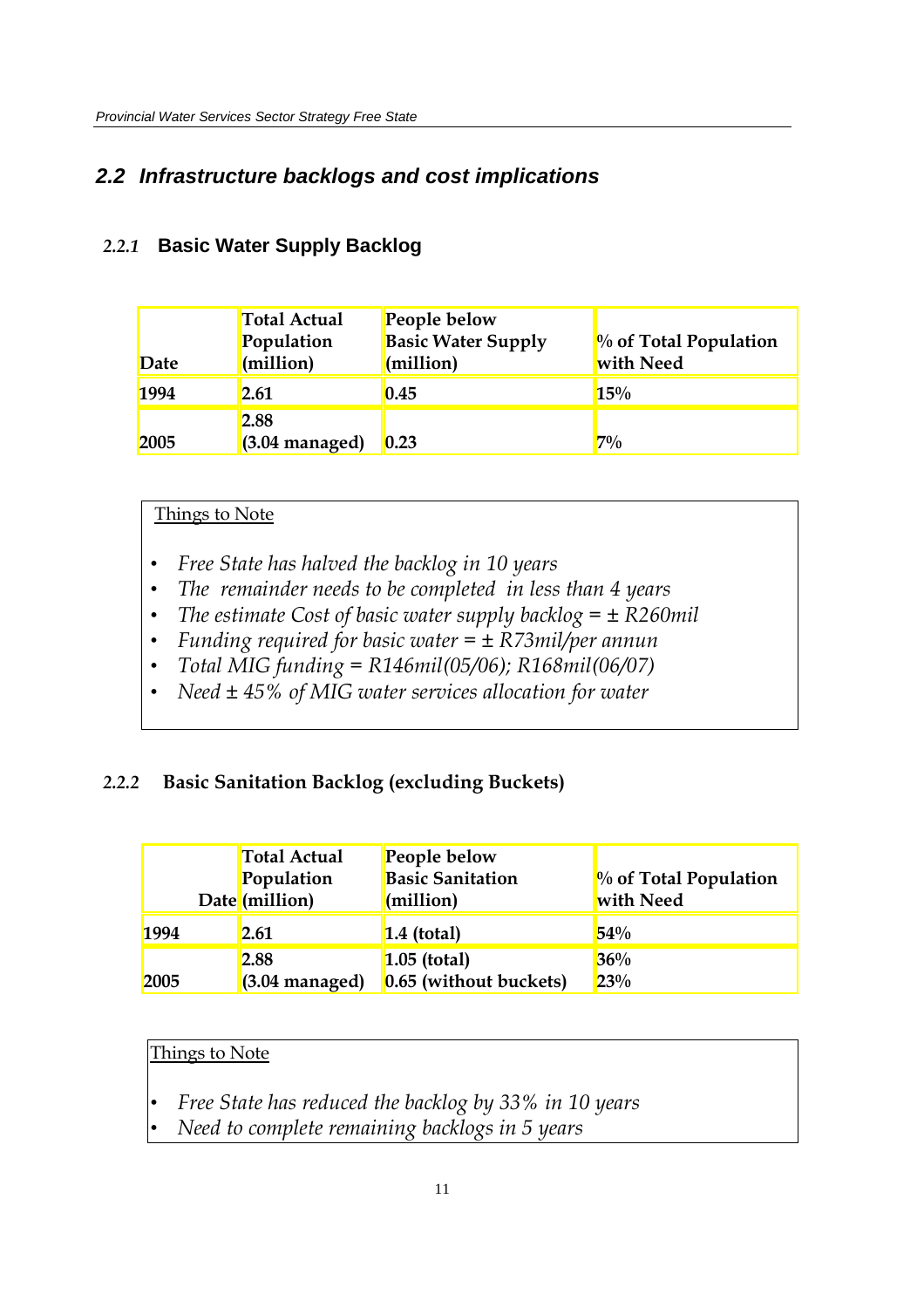## 2.2 Infrastructure backlogs and cost implications

### 2.2.1 Basic Water Supply Backlog

| Date | Total Actual Population (million) | People below Basic Water Supply (million) | % of Total Population with Need |
|---|---|---|---|
| 1994 | 2.61 | 0.45 | 15% |
| 2005 | 2.88 (3.04 managed) | 0.23 | 7% |

Things to Note

- *Free State has halved the backlog in 10 years*
- *The remainder needs to be completed in less than 4 years*
- *The estimate Cost of basic water supply backlog = ± R260mil*
- *Funding required for basic water = ± R73mil/per annun*
- *Total MIG funding = R146mil(05/06); R168mil(06/07)*
- *Need ± 45% of MIG water services allocation for water*

### 2.2.2 Basic Sanitation Backlog (excluding Buckets)

| Date | Total Actual Population (million) | People below Basic Sanitation (million) | % of Total Population with Need |
|---|---|---|---|
| 1994 | 2.61 | 1.4 (total) | 54% |
| 2005 | 2.88 (3.04 managed) | 1.05 (total) 0.65 (without buckets) | 36% 23% |

Things to Note

- *Free State has reduced the backlog by 33% in 10 years*
- *Need to complete remaining backlogs in 5 years*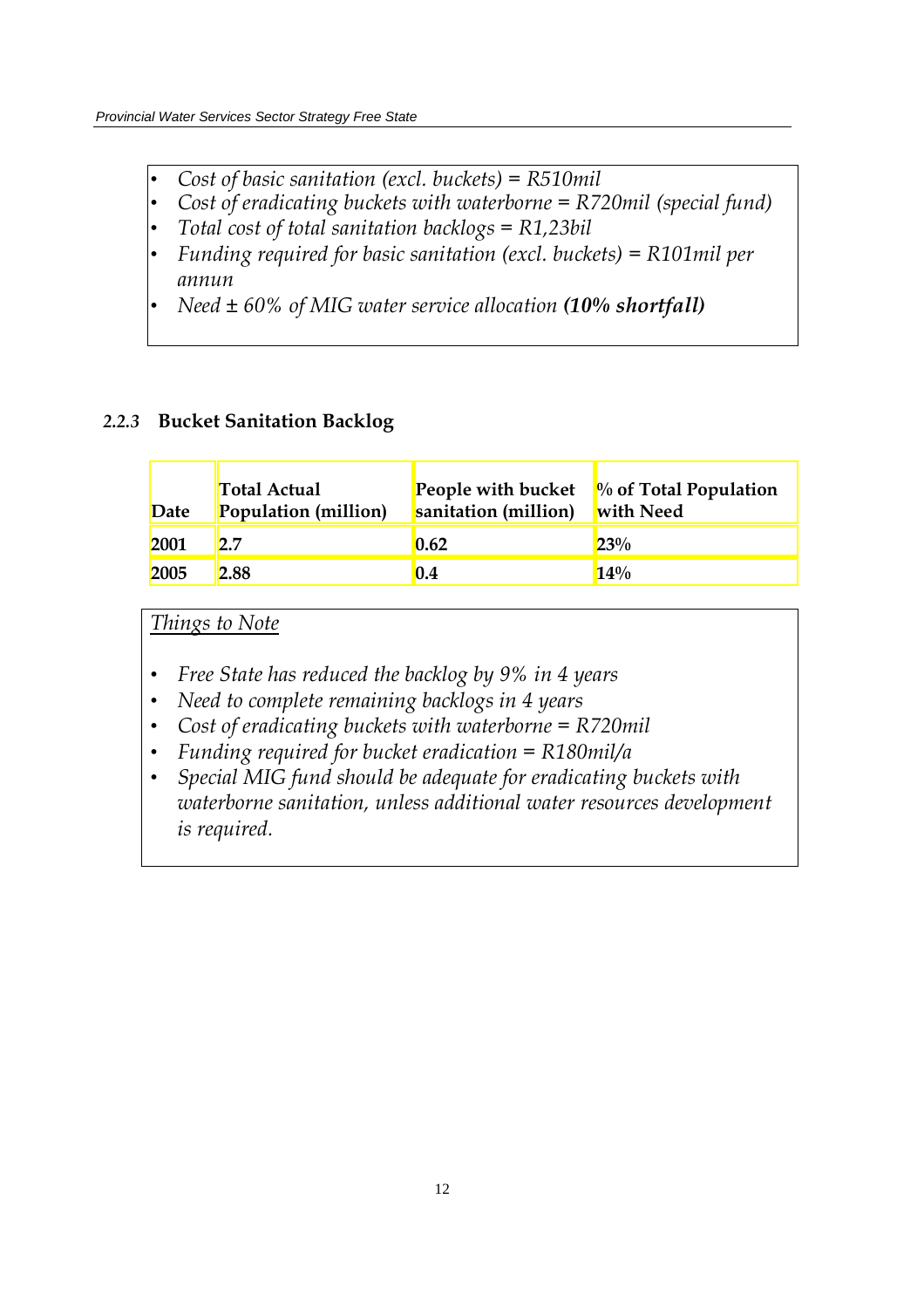- *Cost of basic sanitation (excl. buckets) = R510mil*
- *Cost of eradicating buckets with waterborne = R720mil (special fund)*
- *Total cost of total sanitation backlogs = R1,23bil*
- *Funding required for basic sanitation (excl. buckets) = R101mil per annun*
- *Need ± 60% of MIG water service allocation* ***(10% shortfall)***

### *2.2.3* Bucket Sanitation Backlog

| Date | Total Actual Population (million) | People with bucket sanitation (million) | % of Total Population with Need |
|---|---|---|---|
| **2001** | **2.7** | **0.62** | **23%** |
| **2005** | **2.88** | **0.4** | **14%** |

*Things to Note*

- *Free State has reduced the backlog by 9% in 4 years*
- *Need to complete remaining backlogs in 4 years*
- *Cost of eradicating buckets with waterborne = R720mil*
- *Funding required for bucket eradication = R180mil/a*
- *Special MIG fund should be adequate for eradicating buckets with waterborne sanitation, unless additional water resources development is required.*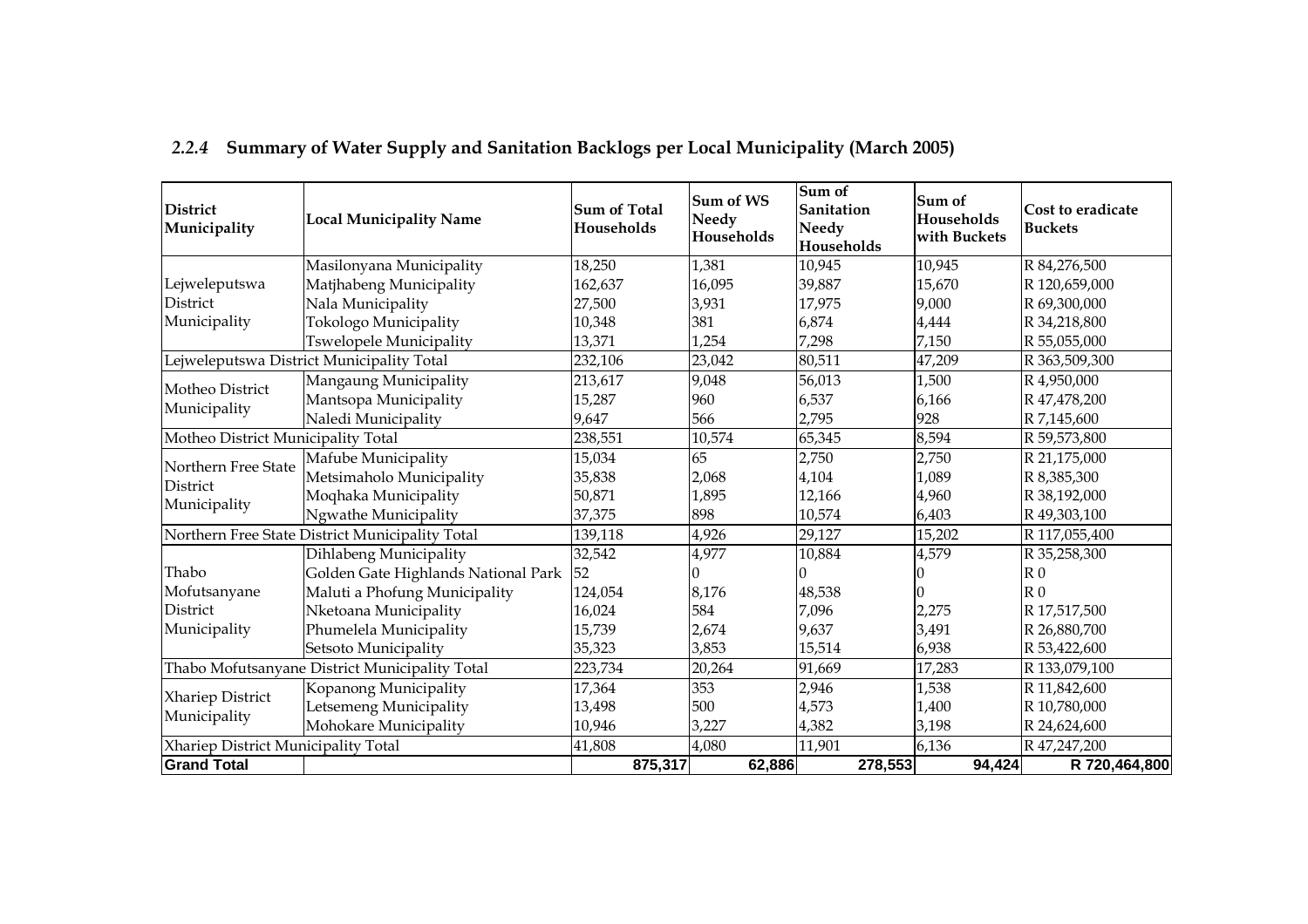### *2.2.4* Summary of Water Supply and Sanitation Backlogs per Local Municipality (March 2005)

| District Municipality | Local Municipality Name | Sum of Total Households | Sum of WS Needy Households | Sum of Sanitation Needy Households | Sum of Households with Buckets | Cost to eradicate Buckets |
|---|---|---|---|---|---|---|
| Lejweleputswa District Municipality | Masilonyana Municipality | 18,250 | 1,381 | 10,945 | 10,945 | R 84,276,500 |
| | Matjhabeng Municipality | 162,637 | 16,095 | 39,887 | 15,670 | R 120,659,000 |
| | Nala Municipality | 27,500 | 3,931 | 17,975 | 9,000 | R 69,300,000 |
| | Tokologo Municipality | 10,348 | 381 | 6,874 | 4,444 | R 34,218,800 |
| | Tswelopele Municipality | 13,371 | 1,254 | 7,298 | 7,150 | R 55,055,000 |
| Lejweleputswa District Municipality Total | | 232,106 | 23,042 | 80,511 | 47,209 | R 363,509,300 |
| Motheo District Municipality | Mangaung Municipality | 213,617 | 9,048 | 56,013 | 1,500 | R 4,950,000 |
| | Mantsopa Municipality | 15,287 | 960 | 6,537 | 6,166 | R 47,478,200 |
| | Naledi Municipality | 9,647 | 566 | 2,795 | 928 | R 7,145,600 |
| Motheo District Municipality Total | | 238,551 | 10,574 | 65,345 | 8,594 | R 59,573,800 |
| Northern Free State District Municipality | Mafube Municipality | 15,034 | 65 | 2,750 | 2,750 | R 21,175,000 |
| | Metsimaholo Municipality | 35,838 | 2,068 | 4,104 | 1,089 | R 8,385,300 |
| | Moqhaka Municipality | 50,871 | 1,895 | 12,166 | 4,960 | R 38,192,000 |
| | Ngwathe Municipality | 37,375 | 898 | 10,574 | 6,403 | R 49,303,100 |
| Northern Free State District Municipality Total | | 139,118 | 4,926 | 29,127 | 15,202 | R 117,055,400 |
| Thabo Mofutsanyane District Municipality | Dihlabeng Municipality | 32,542 | 4,977 | 10,884 | 4,579 | R 35,258,300 |
| | Golden Gate Highlands National Park | 52 | 0 | 0 | 0 | R 0 |
| | Maluti a Phofung Municipality | 124,054 | 8,176 | 48,538 | 0 | R 0 |
| | Nketoana Municipality | 16,024 | 584 | 7,096 | 2,275 | R 17,517,500 |
| | Phumelela Municipality | 15,739 | 2,674 | 9,637 | 3,491 | R 26,880,700 |
| | Setsoto Municipality | 35,323 | 3,853 | 15,514 | 6,938 | R 53,422,600 |
| Thabo Mofutsanyane District Municipality Total | | 223,734 | 20,264 | 91,669 | 17,283 | R 133,079,100 |
| Xhariep District Municipality | Kopanong Municipality | 17,364 | 353 | 2,946 | 1,538 | R 11,842,600 |
| | Letsemeng Municipality | 13,498 | 500 | 4,573 | 1,400 | R 10,780,000 |
| | Mohokare Municipality | 10,946 | 3,227 | 4,382 | 3,198 | R 24,624,600 |
| Xhariep District Municipality Total | | 41,808 | 4,080 | 11,901 | 6,136 | R 47,247,200 |
| **Grand Total** | | **875,317** | **62,886** | **278,553** | **94,424** | **R 720,464,800** |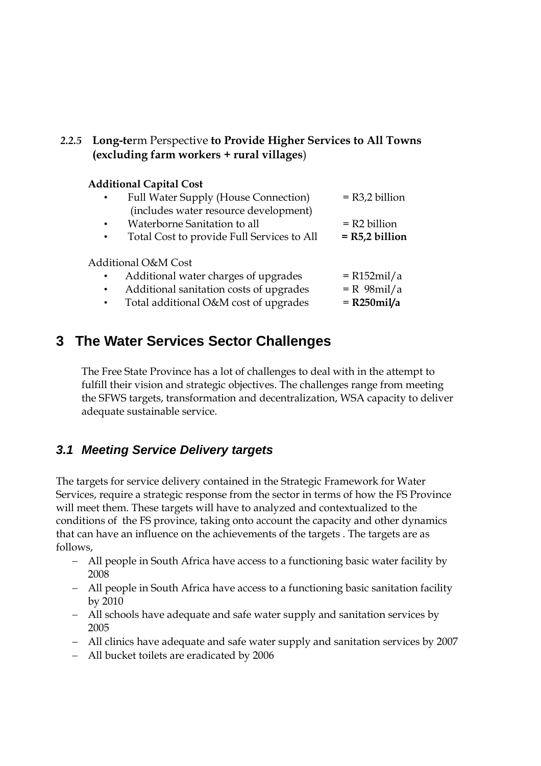#### *2.2.5* **Long-te**rm Perspective **to Provide Higher Services to All Towns (excluding farm workers + rural villages**)

**Additional Capital Cost**

- Full Water Supply (House Connection) = R3,2 billion  
  (includes water resource development)
- Waterborne Sanitation to all = R2 billion
- Total Cost to provide Full Services to All **= R5,2 billion**

Additional O&M Cost

- Additional water charges of upgrades = R152mil/a
- Additional sanitation costs of upgrades = R 98mil/a
- Total additional O&M cost of upgrades = **R250mil/a**

# 3 The Water Services Sector Challenges

The Free State Province has a lot of challenges to deal with in the attempt to fulfill their vision and strategic objectives. The challenges range from meeting the SFWS targets, transformation and decentralization, WSA capacity to deliver adequate sustainable service.

## *3.1 Meeting Service Delivery targets*

The targets for service delivery contained in the Strategic Framework for Water Services, require a strategic response from the sector in terms of how the FS Province will meet them. These targets will have to analyzed and contextualized to the conditions of the FS province, taking onto account the capacity and other dynamics that can have an influence on the achievements of the targets . The targets are as follows,

- All people in South Africa have access to a functioning basic water facility by 2008
- All people in South Africa have access to a functioning basic sanitation facility by 2010
- All schools have adequate and safe water supply and sanitation services by 2005
- All clinics have adequate and safe water supply and sanitation services by 2007
- All bucket toilets are eradicated by 2006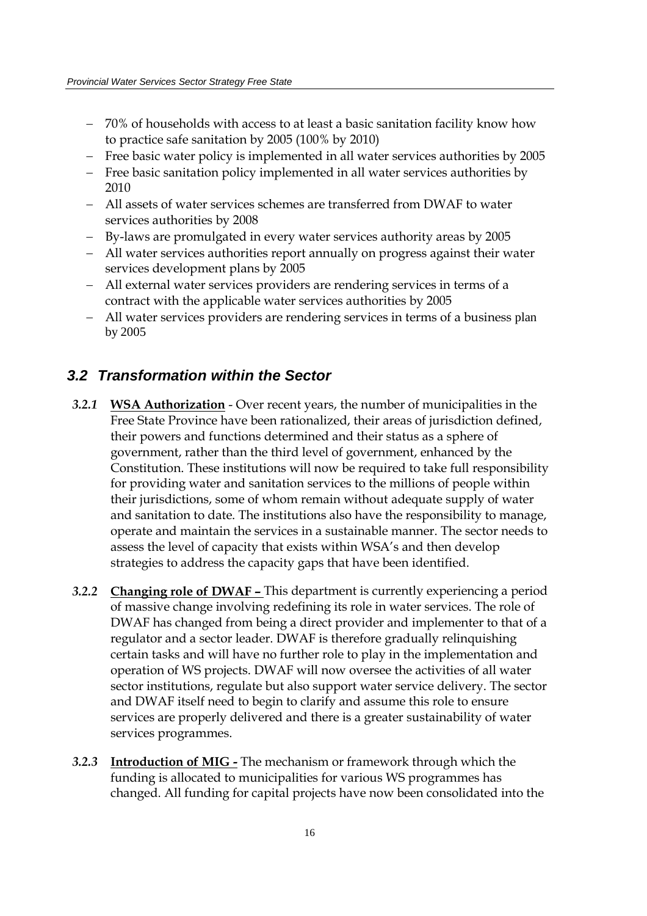- 70% of households with access to at least a basic sanitation facility know how to practice safe sanitation by 2005 (100% by 2010)
- Free basic water policy is implemented in all water services authorities by 2005
- Free basic sanitation policy implemented in all water services authorities by 2010
- All assets of water services schemes are transferred from DWAF to water services authorities by 2008
- By-laws are promulgated in every water services authority areas by 2005
- All water services authorities report annually on progress against their water services development plans by 2005
- All external water services providers are rendering services in terms of a contract with the applicable water services authorities by 2005
- All water services providers are rendering services in terms of a business plan by 2005

## 3.2 Transformation within the Sector

***3.2.1*** **WSA Authorization** - Over recent years, the number of municipalities in the Free State Province have been rationalized, their areas of jurisdiction defined, their powers and functions determined and their status as a sphere of government, rather than the third level of government, enhanced by the Constitution. These institutions will now be required to take full responsibility for providing water and sanitation services to the millions of people within their jurisdictions, some of whom remain without adequate supply of water and sanitation to date. The institutions also have the responsibility to manage, operate and maintain the services in a sustainable manner. The sector needs to assess the level of capacity that exists within WSA's and then develop strategies to address the capacity gaps that have been identified.

***3.2.2*** **Changing role of DWAF –** This department is currently experiencing a period of massive change involving redefining its role in water services. The role of DWAF has changed from being a direct provider and implementer to that of a regulator and a sector leader. DWAF is therefore gradually relinquishing certain tasks and will have no further role to play in the implementation and operation of WS projects. DWAF will now oversee the activities of all water sector institutions, regulate but also support water service delivery. The sector and DWAF itself need to begin to clarify and assume this role to ensure services are properly delivered and there is a greater sustainability of water services programmes.

***3.2.3*** **Introduction of MIG -** The mechanism or framework through which the funding is allocated to municipalities for various WS programmes has changed. All funding for capital projects have now been consolidated into the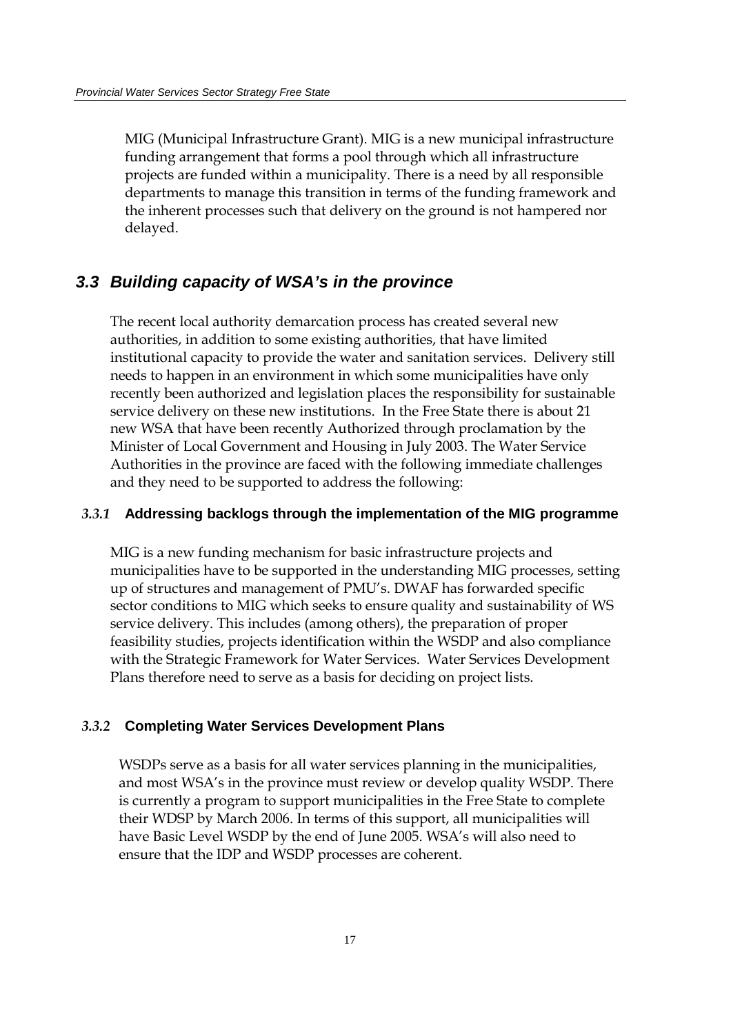MIG (Municipal Infrastructure Grant). MIG is a new municipal infrastructure funding arrangement that forms a pool through which all infrastructure projects are funded within a municipality. There is a need by all responsible departments to manage this transition in terms of the funding framework and the inherent processes such that delivery on the ground is not hampered nor delayed.

## *3.3 Building capacity of WSA's in the province*

The recent local authority demarcation process has created several new authorities, in addition to some existing authorities, that have limited institutional capacity to provide the water and sanitation services. Delivery still needs to happen in an environment in which some municipalities have only recently been authorized and legislation places the responsibility for sustainable service delivery on these new institutions. In the Free State there is about 21 new WSA that have been recently Authorized through proclamation by the Minister of Local Government and Housing in July 2003. The Water Service Authorities in the province are faced with the following immediate challenges and they need to be supported to address the following:

### *3.3.1* Addressing backlogs through the implementation of the MIG programme

MIG is a new funding mechanism for basic infrastructure projects and municipalities have to be supported in the understanding MIG processes, setting up of structures and management of PMU's. DWAF has forwarded specific sector conditions to MIG which seeks to ensure quality and sustainability of WS service delivery. This includes (among others), the preparation of proper feasibility studies, projects identification within the WSDP and also compliance with the Strategic Framework for Water Services. Water Services Development Plans therefore need to serve as a basis for deciding on project lists.

### *3.3.2* Completing Water Services Development Plans

WSDPs serve as a basis for all water services planning in the municipalities, and most WSA's in the province must review or develop quality WSDP. There is currently a program to support municipalities in the Free State to complete their WDSP by March 2006. In terms of this support, all municipalities will have Basic Level WSDP by the end of June 2005. WSA's will also need to ensure that the IDP and WSDP processes are coherent.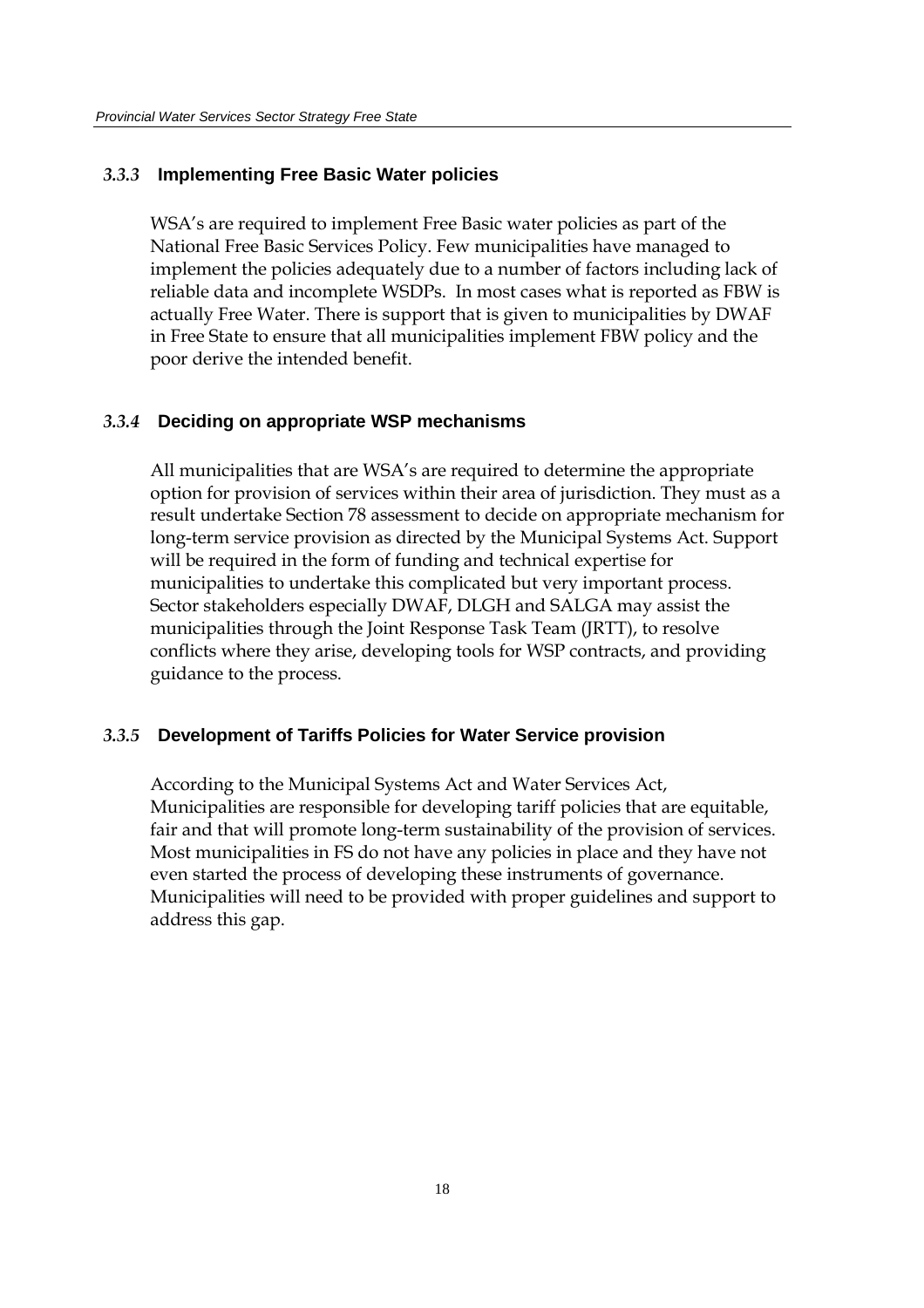### *3.3.3* Implementing Free Basic Water policies

WSA's are required to implement Free Basic water policies as part of the National Free Basic Services Policy. Few municipalities have managed to implement the policies adequately due to a number of factors including lack of reliable data and incomplete WSDPs. In most cases what is reported as FBW is actually Free Water. There is support that is given to municipalities by DWAF in Free State to ensure that all municipalities implement FBW policy and the poor derive the intended benefit.

### *3.3.4* Deciding on appropriate WSP mechanisms

All municipalities that are WSA's are required to determine the appropriate option for provision of services within their area of jurisdiction. They must as a result undertake Section 78 assessment to decide on appropriate mechanism for long-term service provision as directed by the Municipal Systems Act. Support will be required in the form of funding and technical expertise for municipalities to undertake this complicated but very important process. Sector stakeholders especially DWAF, DLGH and SALGA may assist the municipalities through the Joint Response Task Team (JRTT), to resolve conflicts where they arise, developing tools for WSP contracts, and providing guidance to the process.

### *3.3.5* Development of Tariffs Policies for Water Service provision

According to the Municipal Systems Act and Water Services Act, Municipalities are responsible for developing tariff policies that are equitable, fair and that will promote long-term sustainability of the provision of services. Most municipalities in FS do not have any policies in place and they have not even started the process of developing these instruments of governance. Municipalities will need to be provided with proper guidelines and support to address this gap.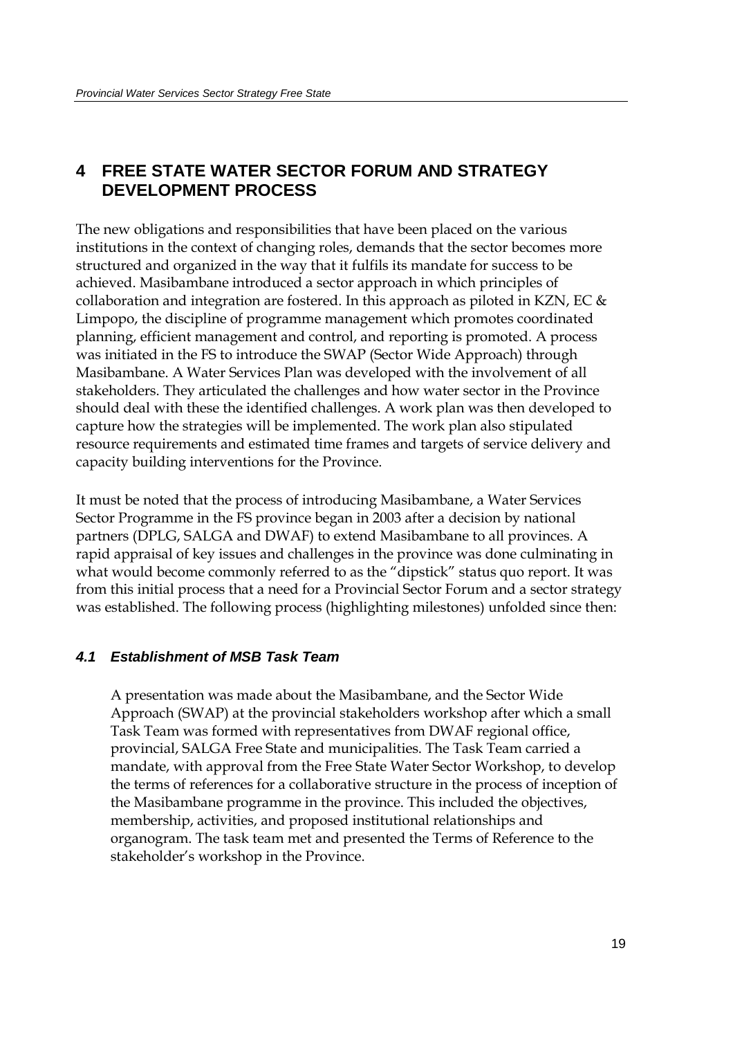# 4 FREE STATE WATER SECTOR FORUM AND STRATEGY DEVELOPMENT PROCESS

The new obligations and responsibilities that have been placed on the various institutions in the context of changing roles, demands that the sector becomes more structured and organized in the way that it fulfils its mandate for success to be achieved. Masibambane introduced a sector approach in which principles of collaboration and integration are fostered. In this approach as piloted in KZN, EC & Limpopo, the discipline of programme management which promotes coordinated planning, efficient management and control, and reporting is promoted. A process was initiated in the FS to introduce the SWAP (Sector Wide Approach) through Masibambane. A Water Services Plan was developed with the involvement of all stakeholders. They articulated the challenges and how water sector in the Province should deal with these the identified challenges. A work plan was then developed to capture how the strategies will be implemented. The work plan also stipulated resource requirements and estimated time frames and targets of service delivery and capacity building interventions for the Province.

It must be noted that the process of introducing Masibambane, a Water Services Sector Programme in the FS province began in 2003 after a decision by national partners (DPLG, SALGA and DWAF) to extend Masibambane to all provinces. A rapid appraisal of key issues and challenges in the province was done culminating in what would become commonly referred to as the "dipstick" status quo report. It was from this initial process that a need for a Provincial Sector Forum and a sector strategy was established. The following process (highlighting milestones) unfolded since then:

## *4.1 Establishment of MSB Task Team*

A presentation was made about the Masibambane, and the Sector Wide Approach (SWAP) at the provincial stakeholders workshop after which a small Task Team was formed with representatives from DWAF regional office, provincial, SALGA Free State and municipalities. The Task Team carried a mandate, with approval from the Free State Water Sector Workshop, to develop the terms of references for a collaborative structure in the process of inception of the Masibambane programme in the province. This included the objectives, membership, activities, and proposed institutional relationships and organogram. The task team met and presented the Terms of Reference to the stakeholder's workshop in the Province.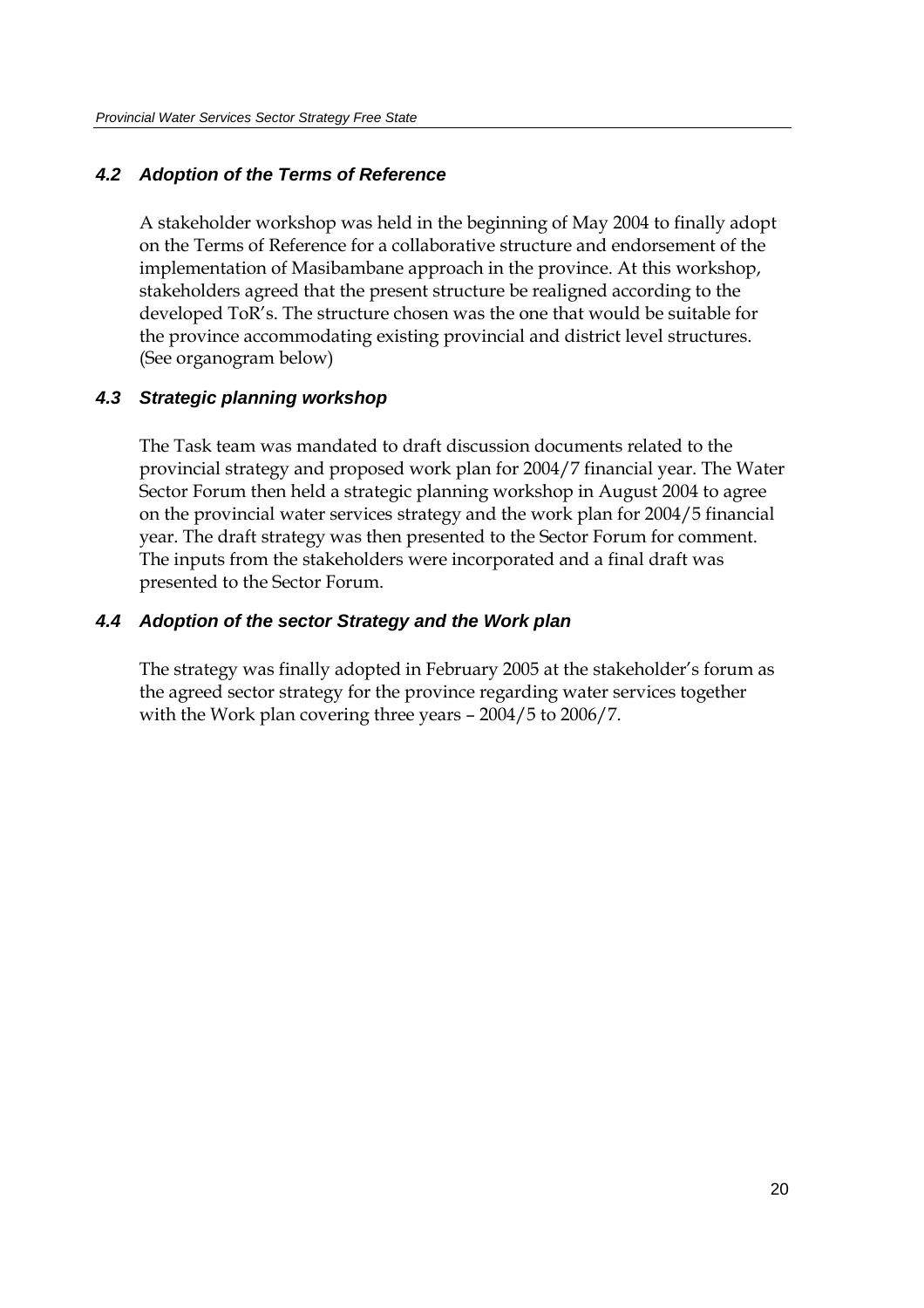### *4.2 Adoption of the Terms of Reference*

A stakeholder workshop was held in the beginning of May 2004 to finally adopt on the Terms of Reference for a collaborative structure and endorsement of the implementation of Masibambane approach in the province. At this workshop, stakeholders agreed that the present structure be realigned according to the developed ToR's. The structure chosen was the one that would be suitable for the province accommodating existing provincial and district level structures. (See organogram below)

### *4.3 Strategic planning workshop*

The Task team was mandated to draft discussion documents related to the provincial strategy and proposed work plan for 2004/7 financial year. The Water Sector Forum then held a strategic planning workshop in August 2004 to agree on the provincial water services strategy and the work plan for 2004/5 financial year. The draft strategy was then presented to the Sector Forum for comment. The inputs from the stakeholders were incorporated and a final draft was presented to the Sector Forum.

### *4.4 Adoption of the sector Strategy and the Work plan*

The strategy was finally adopted in February 2005 at the stakeholder's forum as the agreed sector strategy for the province regarding water services together with the Work plan covering three years – 2004/5 to 2006/7.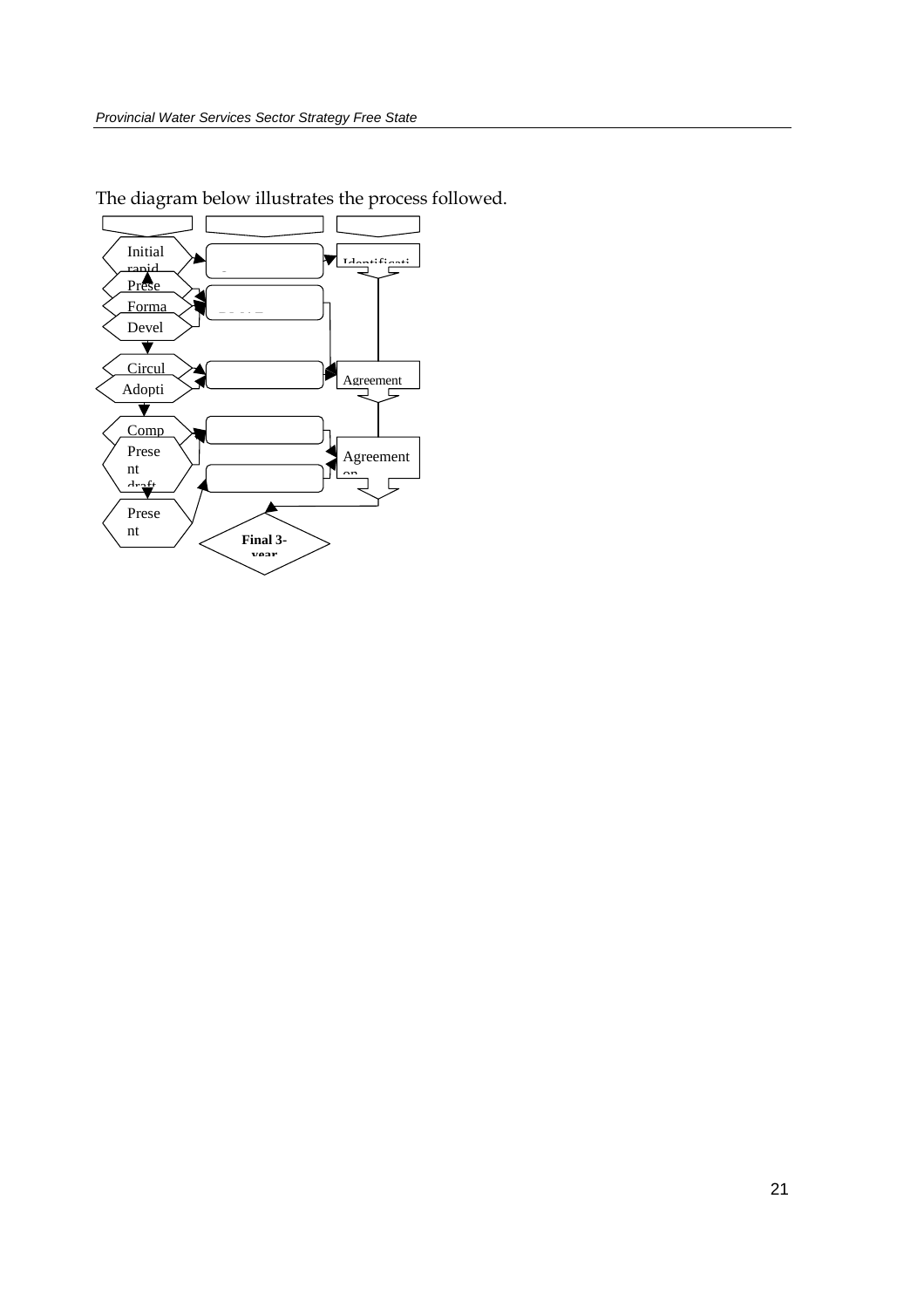The diagram below illustrates the process followed.

Initial rapid

Prese

Forma

Devel

Circul

Adopti

Comp

Present draft

Present

Identificati

Agreement

Agreement on

**Final 3-year**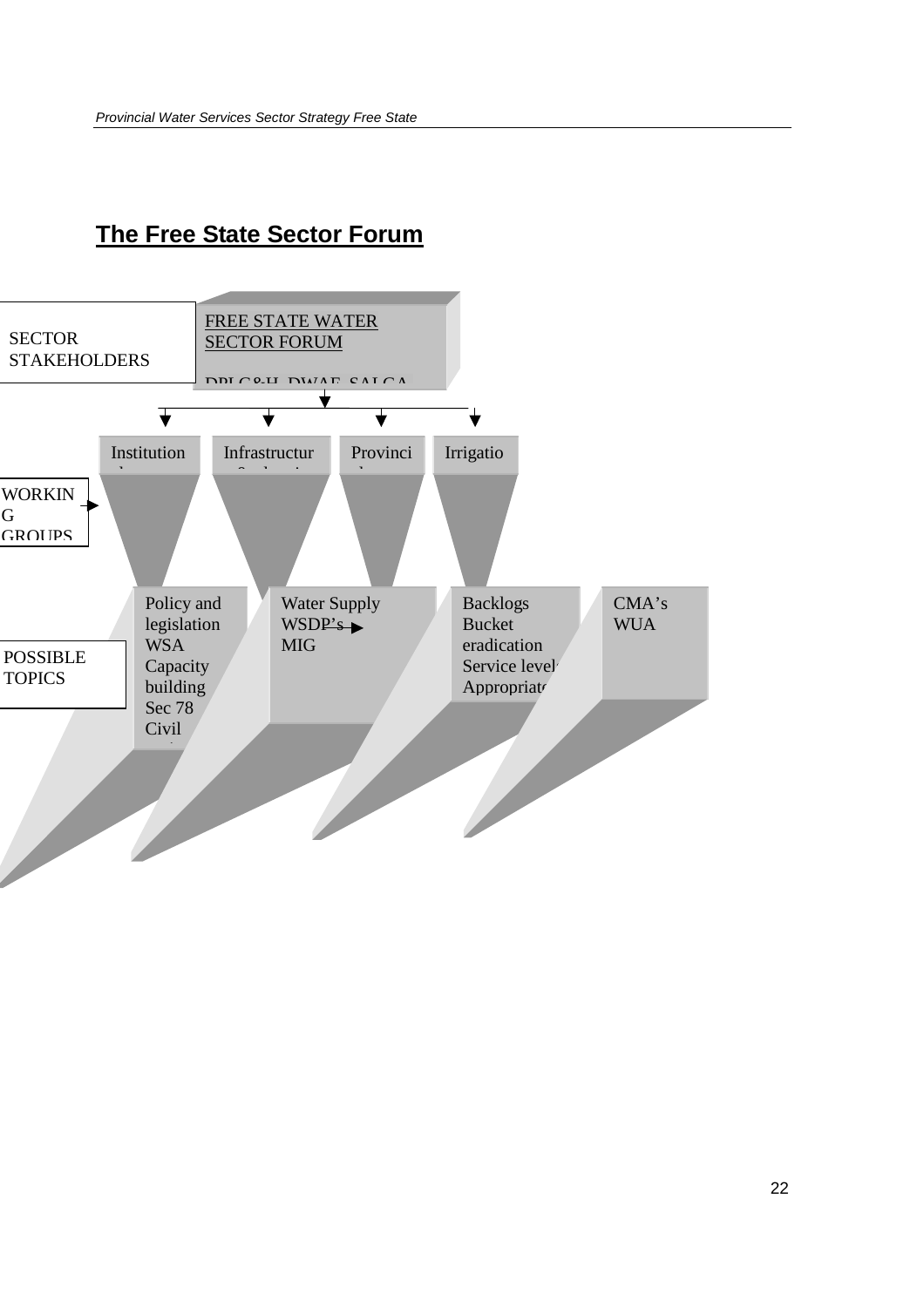## The Free State Sector Forum

SECTOR STAKEHOLDERS

FREE STATE WATER SECTOR FORUM

DPLG&H, DWAF, SALGA

WORKING GROUPS

Institution

Infrastructur

Provinci

Irrigatio

POSSIBLE TOPICS

Policy and legislation
WSA
Capacity building
Sec 78
Civil

Water Supply
WSDP's
MIG

Backlogs
Bucket eradication
Service level
Appropriate

CMA's
WUA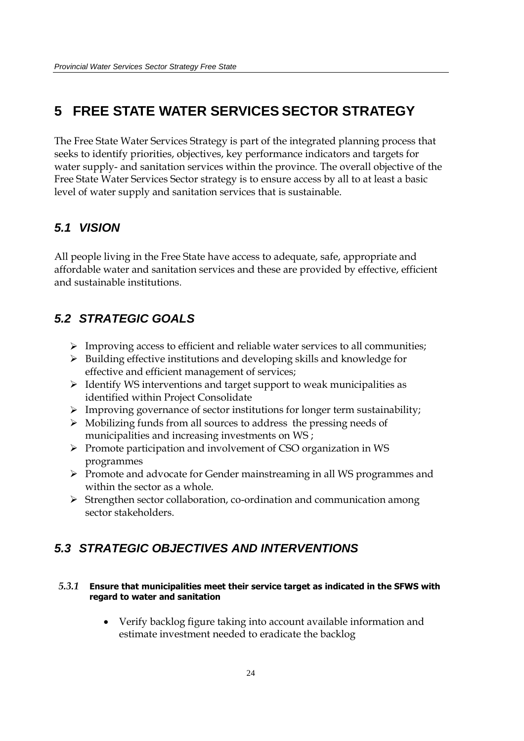# 5 FREE STATE WATER SERVICES SECTOR STRATEGY

The Free State Water Services Strategy is part of the integrated planning process that seeks to identify priorities, objectives, key performance indicators and targets for water supply- and sanitation services within the province. The overall objective of the Free State Water Services Sector strategy is to ensure access by all to at least a basic level of water supply and sanitation services that is sustainable.

## *5.1 VISION*

All people living in the Free State have access to adequate, safe, appropriate and affordable water and sanitation services and these are provided by effective, efficient and sustainable institutions.

## *5.2 STRATEGIC GOALS*

- Improving access to efficient and reliable water services to all communities;
- Building effective institutions and developing skills and knowledge for effective and efficient management of services;
- Identify WS interventions and target support to weak municipalities as identified within Project Consolidate
- Improving governance of sector institutions for longer term sustainability;
- Mobilizing funds from all sources to address the pressing needs of municipalities and increasing investments on WS ;
- Promote participation and involvement of CSO organization in WS programmes
- Promote and advocate for Gender mainstreaming in all WS programmes and within the sector as a whole.
- Strengthen sector collaboration, co-ordination and communication among sector stakeholders.

## *5.3 STRATEGIC OBJECTIVES AND INTERVENTIONS*

#### *5.3.1* **Ensure that municipalities meet their service target as indicated in the SFWS with regard to water and sanitation**

- Verify backlog figure taking into account available information and estimate investment needed to eradicate the backlog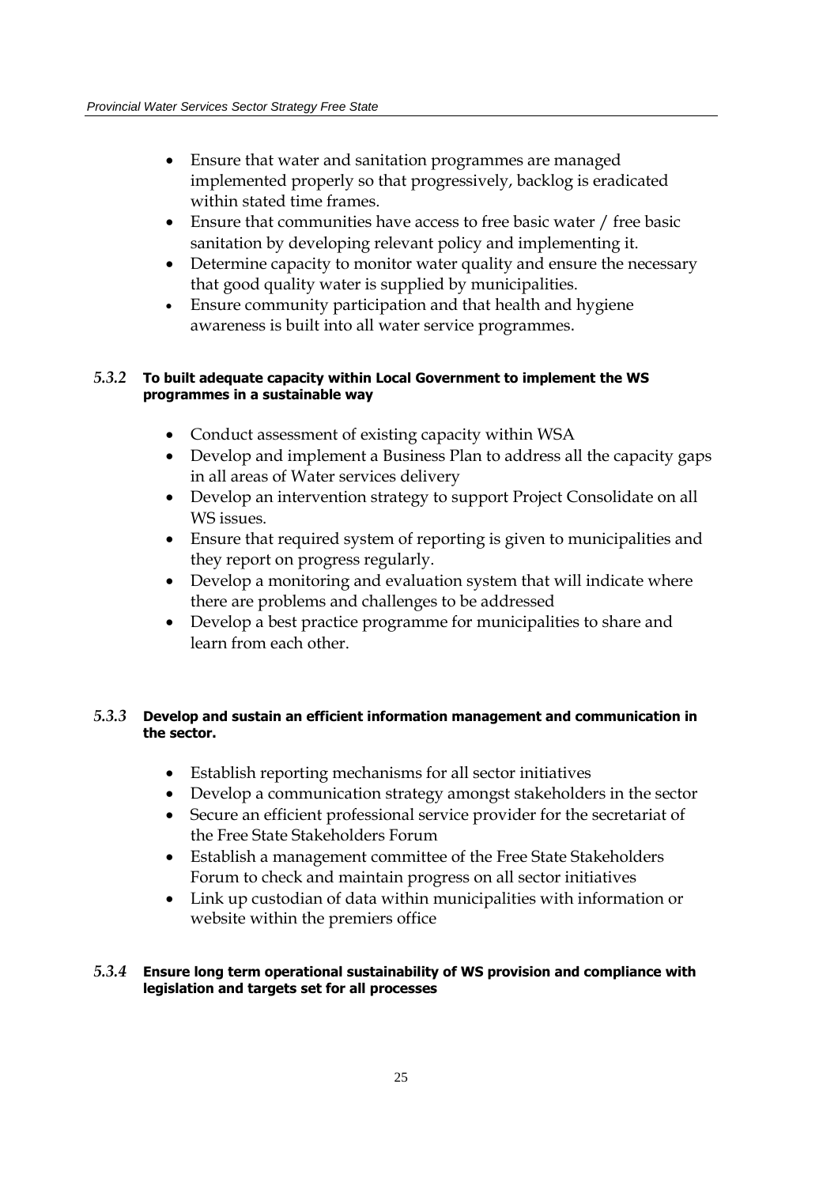- Ensure that water and sanitation programmes are managed implemented properly so that progressively, backlog is eradicated within stated time frames.
- Ensure that communities have access to free basic water / free basic sanitation by developing relevant policy and implementing it.
- Determine capacity to monitor water quality and ensure the necessary that good quality water is supplied by municipalities.
- Ensure community participation and that health and hygiene awareness is built into all water service programmes.

#### *5.3.2* To built adequate capacity within Local Government to implement the WS programmes in a sustainable way

- Conduct assessment of existing capacity within WSA
- Develop and implement a Business Plan to address all the capacity gaps in all areas of Water services delivery
- Develop an intervention strategy to support Project Consolidate on all WS issues.
- Ensure that required system of reporting is given to municipalities and they report on progress regularly.
- Develop a monitoring and evaluation system that will indicate where there are problems and challenges to be addressed
- Develop a best practice programme for municipalities to share and learn from each other.

#### *5.3.3* Develop and sustain an efficient information management and communication in the sector.

- Establish reporting mechanisms for all sector initiatives
- Develop a communication strategy amongst stakeholders in the sector
- Secure an efficient professional service provider for the secretariat of the Free State Stakeholders Forum
- Establish a management committee of the Free State Stakeholders Forum to check and maintain progress on all sector initiatives
- Link up custodian of data within municipalities with information or website within the premiers office

#### *5.3.4* Ensure long term operational sustainability of WS provision and compliance with legislation and targets set for all processes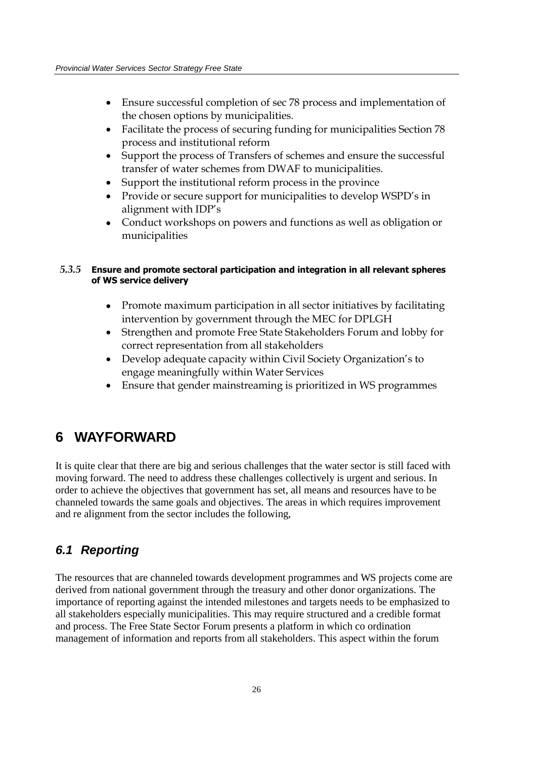- Ensure successful completion of sec 78 process and implementation of the chosen options by municipalities.
- Facilitate the process of securing funding for municipalities Section 78 process and institutional reform
- Support the process of Transfers of schemes and ensure the successful transfer of water schemes from DWAF to municipalities.
- Support the institutional reform process in the province
- Provide or secure support for municipalities to develop WSPD's in alignment with IDP's
- Conduct workshops on powers and functions as well as obligation or municipalities

#### *5.3.5* Ensure and promote sectoral participation and integration in all relevant spheres of WS service delivery

- Promote maximum participation in all sector initiatives by facilitating intervention by government through the MEC for DPLGH
- Strengthen and promote Free State Stakeholders Forum and lobby for correct representation from all stakeholders
- Develop adequate capacity within Civil Society Organization's to engage meaningfully within Water Services
- Ensure that gender mainstreaming is prioritized in WS programmes

# 6 WAYFORWARD

It is quite clear that there are big and serious challenges that the water sector is still faced with moving forward. The need to address these challenges collectively is urgent and serious. In order to achieve the objectives that government has set, all means and resources have to be channeled towards the same goals and objectives. The areas in which requires improvement and re alignment from the sector includes the following,

## *6.1 Reporting*

The resources that are channeled towards development programmes and WS projects come are derived from national government through the treasury and other donor organizations. The importance of reporting against the intended milestones and targets needs to be emphasized to all stakeholders especially municipalities. This may require structured and a credible format and process. The Free State Sector Forum presents a platform in which co ordination management of information and reports from all stakeholders. This aspect within the forum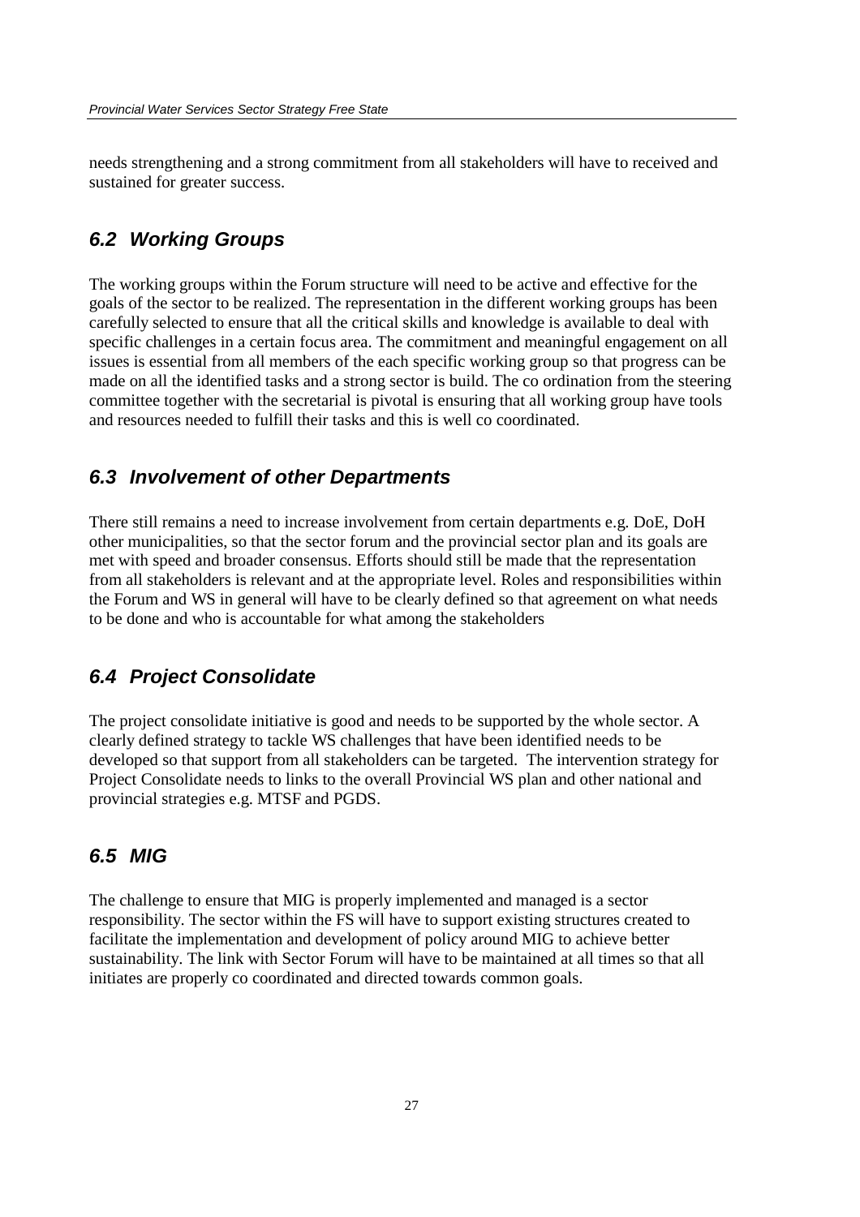needs strengthening and a strong commitment from all stakeholders will have to received and sustained for greater success.

## *6.2 Working Groups*

The working groups within the Forum structure will need to be active and effective for the goals of the sector to be realized. The representation in the different working groups has been carefully selected to ensure that all the critical skills and knowledge is available to deal with specific challenges in a certain focus area. The commitment and meaningful engagement on all issues is essential from all members of the each specific working group so that progress can be made on all the identified tasks and a strong sector is build. The co ordination from the steering committee together with the secretarial is pivotal is ensuring that all working group have tools and resources needed to fulfill their tasks and this is well co coordinated.

## *6.3 Involvement of other Departments*

There still remains a need to increase involvement from certain departments e.g. DoE, DoH other municipalities, so that the sector forum and the provincial sector plan and its goals are met with speed and broader consensus. Efforts should still be made that the representation from all stakeholders is relevant and at the appropriate level. Roles and responsibilities within the Forum and WS in general will have to be clearly defined so that agreement on what needs to be done and who is accountable for what among the stakeholders

## *6.4 Project Consolidate*

The project consolidate initiative is good and needs to be supported by the whole sector. A clearly defined strategy to tackle WS challenges that have been identified needs to be developed so that support from all stakeholders can be targeted. The intervention strategy for Project Consolidate needs to links to the overall Provincial WS plan and other national and provincial strategies e.g. MTSF and PGDS.

## *6.5 MIG*

The challenge to ensure that MIG is properly implemented and managed is a sector responsibility. The sector within the FS will have to support existing structures created to facilitate the implementation and development of policy around MIG to achieve better sustainability. The link with Sector Forum will have to be maintained at all times so that all initiates are properly co coordinated and directed towards common goals.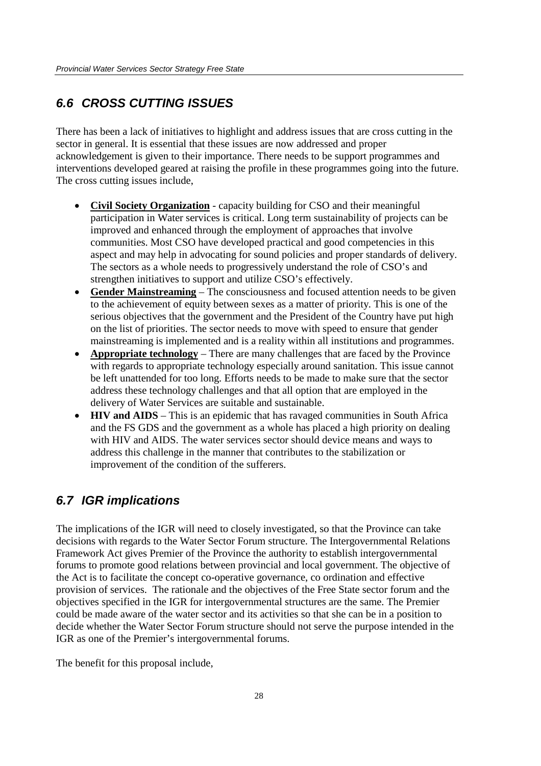## *6.6 CROSS CUTTING ISSUES*

There has been a lack of initiatives to highlight and address issues that are cross cutting in the sector in general. It is essential that these issues are now addressed and proper acknowledgement is given to their importance. There needs to be support programmes and interventions developed geared at raising the profile in these programmes going into the future. The cross cutting issues include,

- **Civil Society Organization** - capacity building for CSO and their meaningful participation in Water services is critical. Long term sustainability of projects can be improved and enhanced through the employment of approaches that involve communities. Most CSO have developed practical and good competencies in this aspect and may help in advocating for sound policies and proper standards of delivery. The sectors as a whole needs to progressively understand the role of CSO's and strengthen initiatives to support and utilize CSO's effectively.
- **Gender Mainstreaming** – The consciousness and focused attention needs to be given to the achievement of equity between sexes as a matter of priority. This is one of the serious objectives that the government and the President of the Country have put high on the list of priorities. The sector needs to move with speed to ensure that gender mainstreaming is implemented and is a reality within all institutions and programmes.
- **Appropriate technology** – There are many challenges that are faced by the Province with regards to appropriate technology especially around sanitation. This issue cannot be left unattended for too long. Efforts needs to be made to make sure that the sector address these technology challenges and that all option that are employed in the delivery of Water Services are suitable and sustainable.
- **HIV and AIDS** – This is an epidemic that has ravaged communities in South Africa and the FS GDS and the government as a whole has placed a high priority on dealing with HIV and AIDS. The water services sector should device means and ways to address this challenge in the manner that contributes to the stabilization or improvement of the condition of the sufferers.

## *6.7 IGR implications*

The implications of the IGR will need to closely investigated, so that the Province can take decisions with regards to the Water Sector Forum structure. The Intergovernmental Relations Framework Act gives Premier of the Province the authority to establish intergovernmental forums to promote good relations between provincial and local government. The objective of the Act is to facilitate the concept co-operative governance, co ordination and effective provision of services. The rationale and the objectives of the Free State sector forum and the objectives specified in the IGR for intergovernmental structures are the same. The Premier could be made aware of the water sector and its activities so that she can be in a position to decide whether the Water Sector Forum structure should not serve the purpose intended in the IGR as one of the Premier's intergovernmental forums.

The benefit for this proposal include,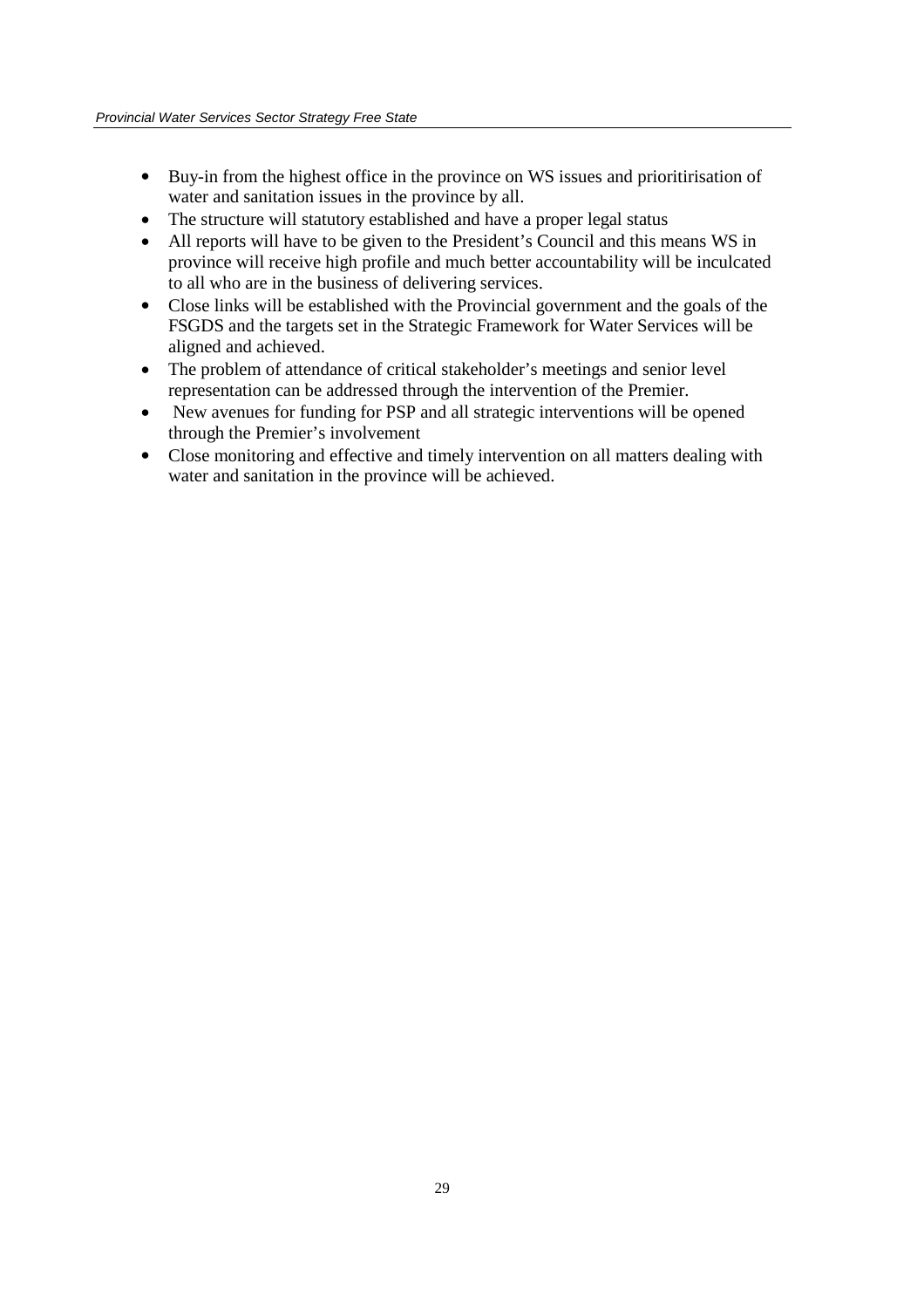- Buy-in from the highest office in the province on WS issues and prioritirisation of water and sanitation issues in the province by all.
- The structure will statutory established and have a proper legal status
- All reports will have to be given to the President's Council and this means WS in province will receive high profile and much better accountability will be inculcated to all who are in the business of delivering services.
- Close links will be established with the Provincial government and the goals of the FSGDS and the targets set in the Strategic Framework for Water Services will be aligned and achieved.
- The problem of attendance of critical stakeholder's meetings and senior level representation can be addressed through the intervention of the Premier.
- New avenues for funding for PSP and all strategic interventions will be opened through the Premier's involvement
- Close monitoring and effective and timely intervention on all matters dealing with water and sanitation in the province will be achieved.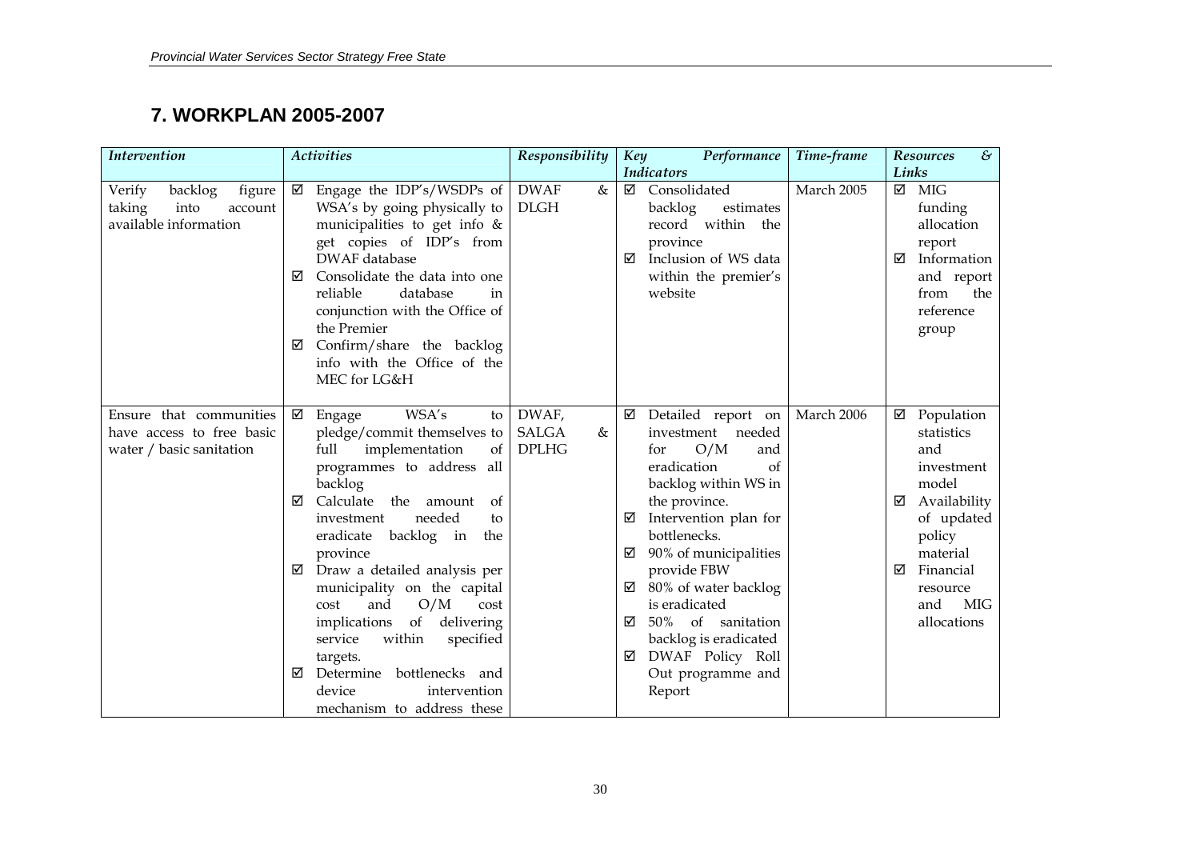## 7. WORKPLAN 2005-2007

| *Intervention* | *Activities* | *Responsibility* | *Key Performance Indicators* | *Time-frame* | *Resources & Links* |
|---|---|---|---|---|---|
| Verify backlog figure taking into account available information | ☑ Engage the IDP's/WSDPs of WSA's by going physically to municipalities to get info & get copies of IDP's from DWAF database<br>☑ Consolidate the data into one reliable database in conjunction with the Office of the Premier<br>☑ Confirm/share the backlog info with the Office of the MEC for LG&H | DWAF & DLGH | ☑ Consolidated backlog estimates record within the province<br>☑ Inclusion of WS data within the premier's website | March 2005 | ☑ MIG funding allocation report<br>☑ Information and report from the reference group |
| Ensure that communities have access to free basic water / basic sanitation | ☑ Engage WSA's to pledge/commit themselves to full implementation of programmes to address all backlog<br>☑ Calculate the amount of investment needed to eradicate backlog in the province<br>☑ Draw a detailed analysis per municipality on the capital cost and O/M cost implications of delivering service within specified targets.<br>☑ Determine bottlenecks and device intervention mechanism to address these | DWAF, SALGA & DPLHG | ☑ Detailed report on investment needed for O/M and eradication of backlog within WS in the province.<br>☑ Intervention plan for bottlenecks.<br>☑ 90% of municipalities provide FBW<br>☑ 80% of water backlog is eradicated<br>☑ 50% of sanitation backlog is eradicated<br>☑ DWAF Policy Roll Out programme and Report | March 2006 | ☑ Population statistics and investment model<br>☑ Availability of updated policy material<br>☑ Financial resource and MIG allocations |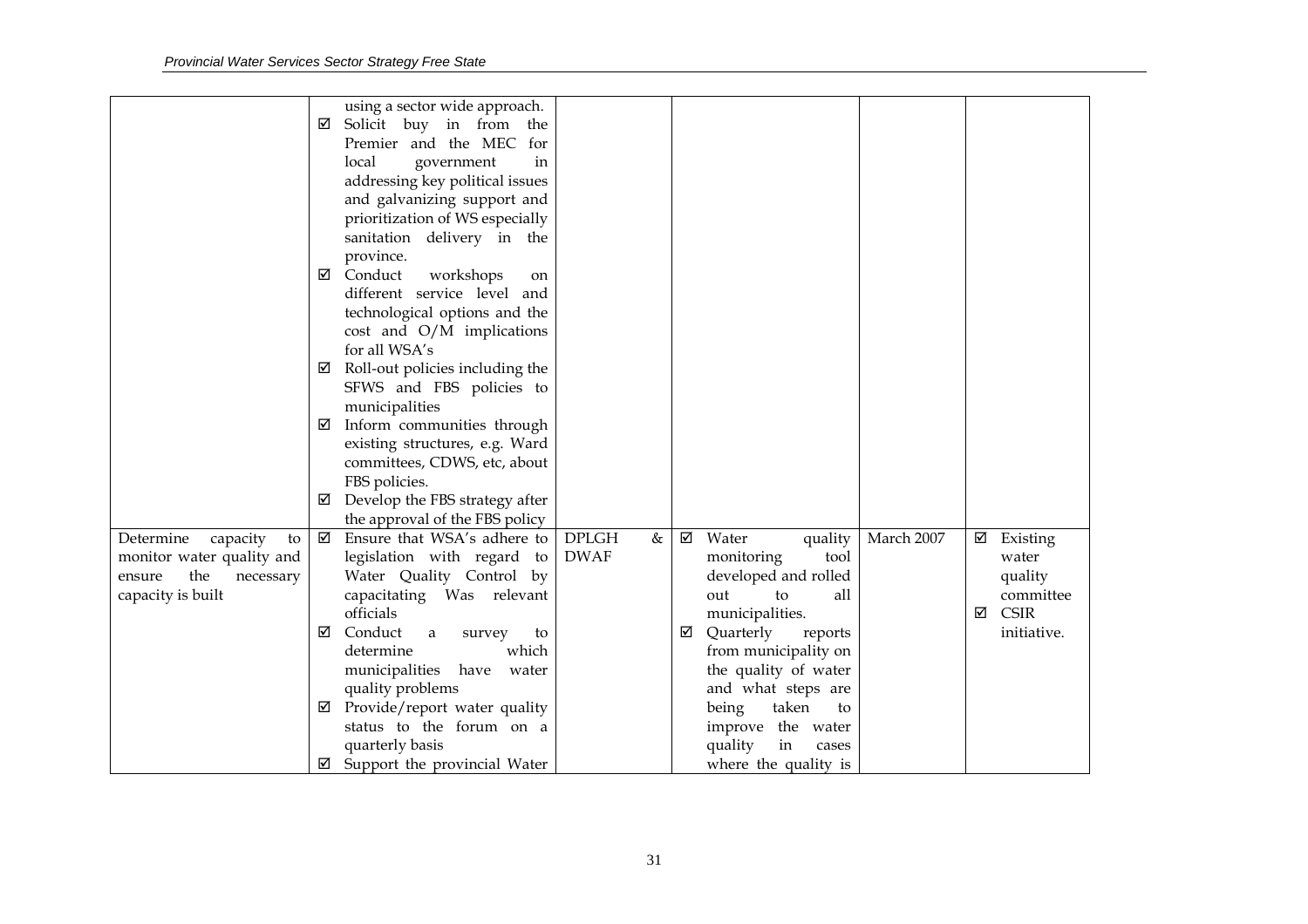| | | | | | |
|---|---|---|---|---|---|
| | using a sector wide approach.<br>☑ Solicit buy in from the Premier and the MEC for local government in addressing key political issues and galvanizing support and prioritization of WS especially sanitation delivery in the province.<br>☑ Conduct workshops on different service level and technological options and the cost and O/M implications for all WSA's<br>☑ Roll-out policies including the SFWS and FBS policies to municipalities<br>☑ Inform communities through existing structures, e.g. Ward committees, CDWS, etc, about FBS policies.<br>☑ Develop the FBS strategy after the approval of the FBS policy | | | | |
| Determine capacity to monitor water quality and ensure the necessary capacity is built | ☑ Ensure that WSA's adhere to legislation with regard to Water Quality Control by capacitating Was relevant officials<br>☑ Conduct a survey to determine which municipalities have water quality problems<br>☑ Provide/report water quality status to the forum on a quarterly basis<br>☑ Support the provincial Water | DPLGH & DWAF | ☑ Water quality monitoring tool developed and rolled out to all municipalities.<br>☑ Quarterly reports from municipality on the quality of water and what steps are being taken to improve the water quality in cases where the quality is | March 2007 | ☑ Existing water quality committee<br>☑ CSIR initiative. |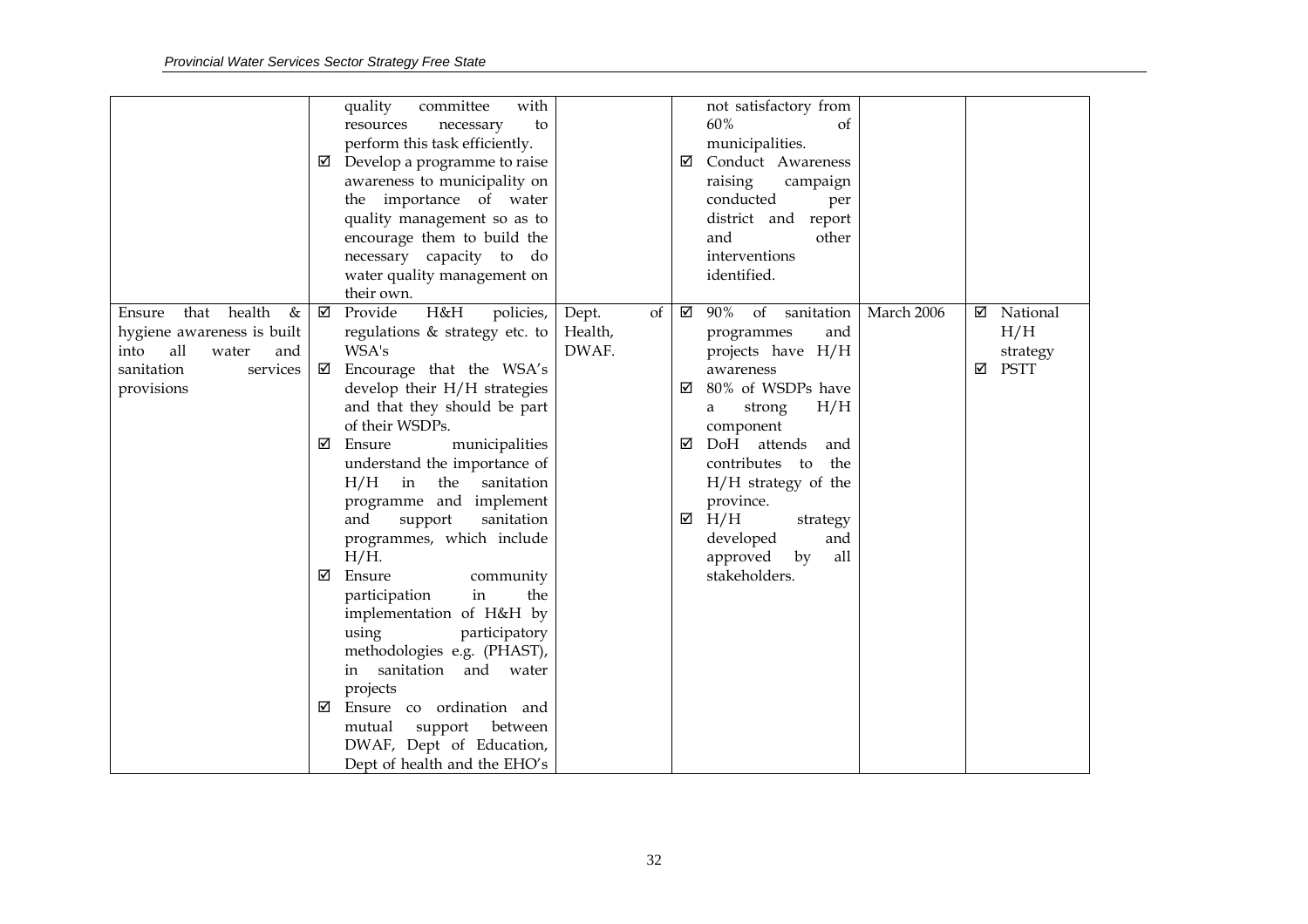| | | | | | |
|---|---|---|---|---|---|
| | quality committee with resources necessary to perform this task efficiently.<br>☑ Develop a programme to raise awareness to municipality on the importance of water quality management so as to encourage them to build the necessary capacity to do water quality management on their own. | | not satisfactory from 60% of municipalities.<br>☑ Conduct Awareness raising campaign conducted per district and report and other interventions identified. | | |
| Ensure that health & hygiene awareness is built into all water and sanitation services provisions | ☑ Provide H&H policies, regulations & strategy etc. to WSA's<br>☑ Encourage that the WSA's develop their H/H strategies and that they should be part of their WSDPs.<br>☑ Ensure municipalities understand the importance of H/H in the sanitation programme and implement and support sanitation programmes, which include H/H.<br>☑ Ensure community participation in the implementation of H&H by using participatory methodologies e.g. (PHAST), in sanitation and water projects<br>☑ Ensure co ordination and mutual support between DWAF, Dept of Education, Dept of health and the EHO's | Dept. of Health, DWAF. | ☑ 90% of sanitation programmes and projects have H/H awareness<br>☑ 80% of WSDPs have a strong H/H component<br>☑ DoH attends and contributes to the H/H strategy of the province.<br>☑ H/H strategy developed and approved by all stakeholders. | March 2006 | ☑ National H/H strategy<br>☑ PSTT |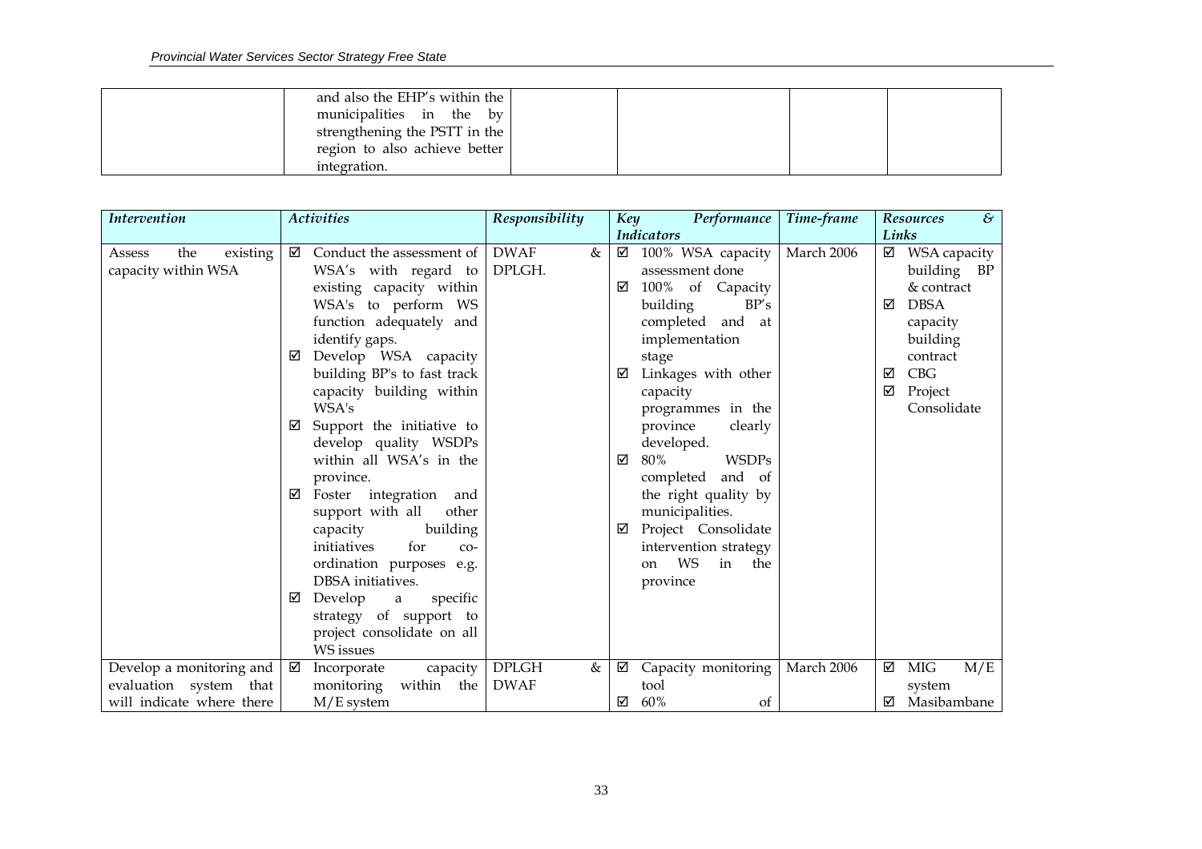| | | | | | |
|---|---|---|---|---|---|
| | and also the EHP's within the municipalities in the by strengthening the PSTT in the region to also achieve better integration. | | | | |

| *Intervention* | *Activities* | *Responsibility* | *Key Performance Indicators* | *Time-frame* | *Resources & Links* |
|---|---|---|---|---|---|
| Assess the existing capacity within WSA | ☑ Conduct the assessment of WSA's with regard to existing capacity within WSA's to perform WS function adequately and identify gaps.<br>☑ Develop WSA capacity building BP's to fast track capacity building within WSA's<br>☑ Support the initiative to develop quality WSDPs within all WSA's in the province.<br>☑ Foster integration and support with all other capacity building initiatives for co-ordination purposes e.g. DBSA initiatives.<br>☑ Develop a specific strategy of support to project consolidate on all WS issues | DWAF & DPLGH. | ☑ 100% WSA capacity assessment done<br>☑ 100% of Capacity building BP's completed and at implementation stage<br>☑ Linkages with other capacity programmes in the province clearly developed.<br>☑ 80% WSDPs completed and of the right quality by municipalities.<br>☑ Project Consolidate intervention strategy on WS in the province | March 2006 | ☑ WSA capacity building BP & contract<br>☑ DBSA capacity building contract<br>☑ CBG<br>☑ Project Consolidate |
| Develop a monitoring and evaluation system that will indicate where there | ☑ Incorporate capacity monitoring within the M/E system | DPLGH & DWAF | ☑ Capacity monitoring tool<br>☑ 60% of | March 2006 | ☑ MIG M/E system<br>☑ Masibambane |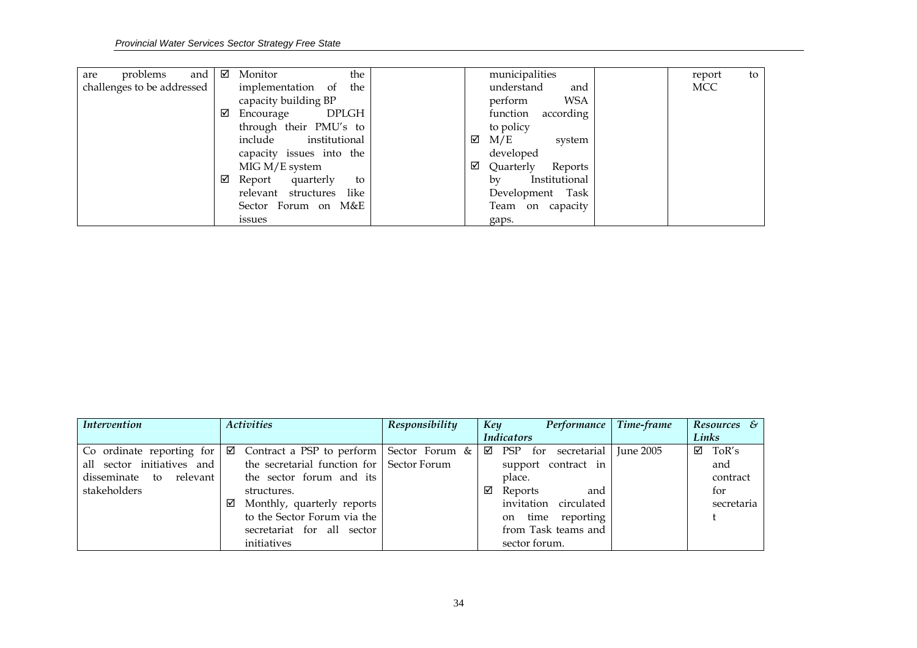| | | | | | |
|---|---|---|---|---|---|
| are problems and challenges to be addressed | ☑ Monitor the implementation of the capacity building BP<br>☑ Encourage DPLGH through their PMU's to include institutional capacity issues into the MIG M/E system<br>☑ Report quarterly to relevant structures like Sector Forum on M&E issues | | municipalities understand and perform WSA function according to policy<br>☑ M/E system developed<br>☑ Quarterly Reports by Institutional Development Task Team on capacity gaps. | | report to MCC |

| *Intervention* | *Activities* | *Responsibility* | *Key Performance Indicators* | *Time-frame* | *Resources & Links* |
|---|---|---|---|---|---|
| Co ordinate reporting for all sector initiatives and disseminate to relevant stakeholders | ☑ Contract a PSP to perform the secretarial function for the sector forum and its structures.<br>☑ Monthly, quarterly reports to the Sector Forum via the secretariat for all sector initiatives | Sector Forum & Sector Forum | ☑ PSP for secretarial support contract in place.<br>☑ Reports and invitation circulated on time reporting from Task teams and sector forum. | June 2005 | ☑ ToR's and contract for secretariat |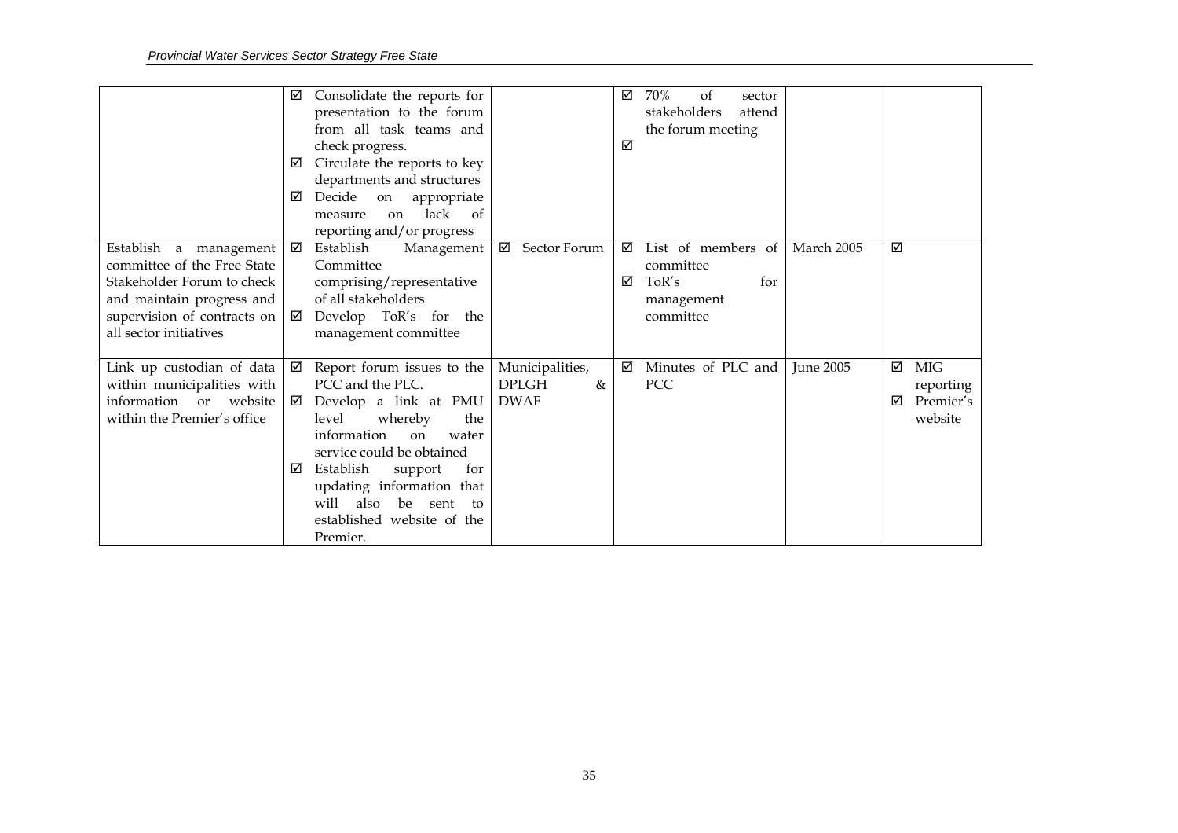| | | | | | |
|---|---|---|---|---|---|
| | ☑ Consolidate the reports for presentation to the forum from all task teams and check progress.<br>☑ Circulate the reports to key departments and structures<br>☑ Decide on appropriate measure on lack of reporting and/or progress | | ☑ 70% of sector stakeholders attend the forum meeting<br>☑ | | |
| Establish a management committee of the Free State Stakeholder Forum to check and maintain progress and supervision of contracts on all sector initiatives | ☑ Establish Management Committee comprising/representative of all stakeholders<br>☑ Develop ToR's for the management committee | ☑ Sector Forum | ☑ List of members of committee<br>☑ ToR's for management committee | March 2005 | ☑ |
| Link up custodian of data within municipalities with information or website within the Premier's office | ☑ Report forum issues to the PCC and the PLC.<br>☑ Develop a link at PMU level whereby the information on water service could be obtained<br>☑ Establish support for updating information that will also be sent to established website of the Premier. | Municipalities, DPLGH & DWAF | ☑ Minutes of PLC and PCC | June 2005 | ☑ MIG reporting<br>☑ Premier's website |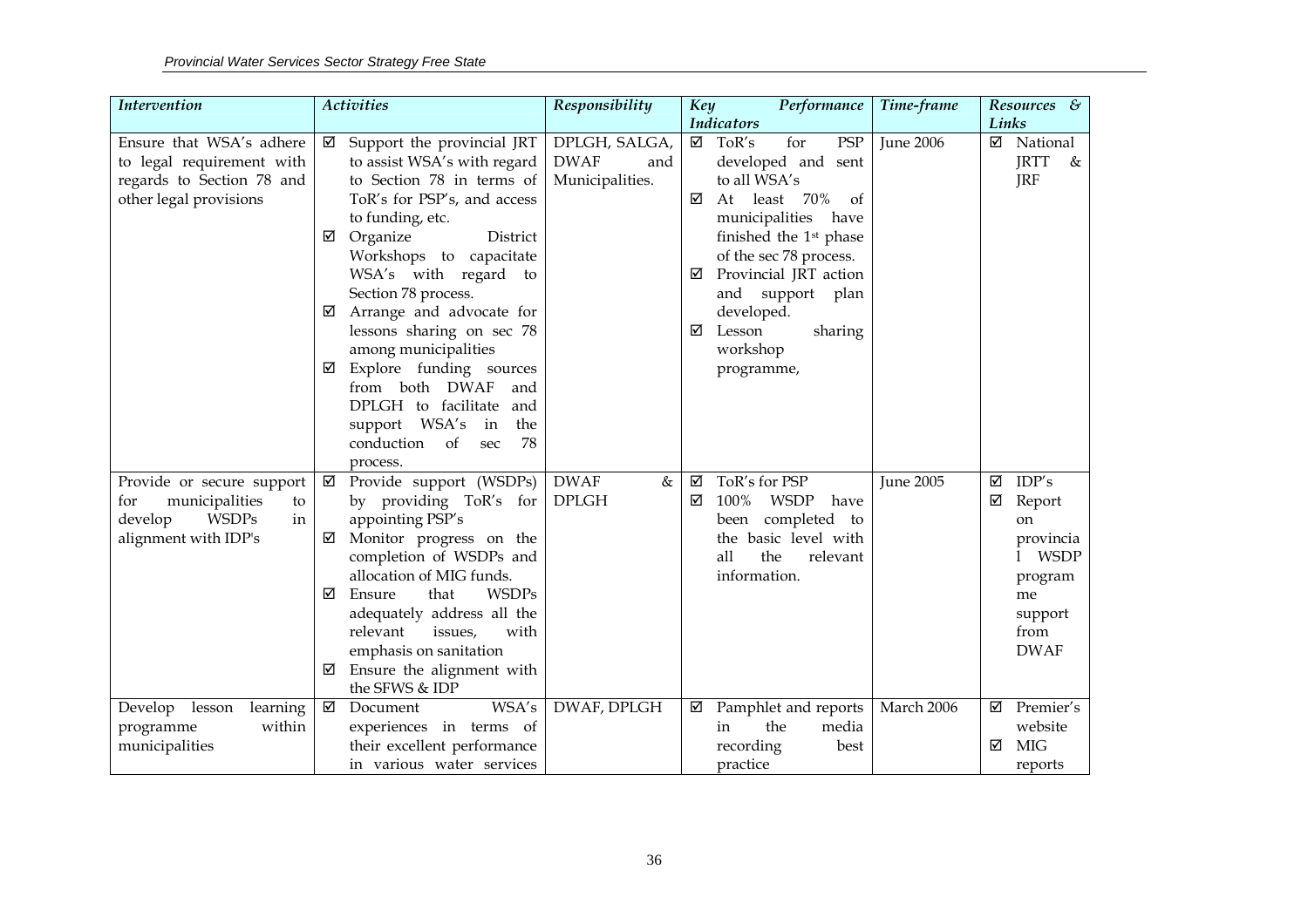| *Intervention* | *Activities* | *Responsibility* | *Key Performance Indicators* | *Time-frame* | *Resources & Links* |
|---|---|---|---|---|---|
| Ensure that WSA's adhere to legal requirement with regards to Section 78 and other legal provisions | ☑ Support the provincial JRT to assist WSA's with regard to Section 78 in terms of ToR's for PSP's, and access to funding, etc.<br>☑ Organize District Workshops to capacitate WSA's with regard to Section 78 process.<br>☑ Arrange and advocate for lessons sharing on sec 78 among municipalities<br>☑ Explore funding sources from both DWAF and DPLGH to facilitate and support WSA's in the conduction of sec 78 process. | DPLGH, SALGA, DWAF and Municipalities. | ☑ ToR's for PSP developed and sent to all WSA's<br>☑ At least 70% of municipalities have finished the 1st phase of the sec 78 process.<br>☑ Provincial JRT action and support plan developed.<br>☑ Lesson sharing workshop programme, | June 2006 | ☑ National JRTT & JRF |
| Provide or secure support for municipalities to develop WSDPs in alignment with IDP's | ☑ Provide support (WSDPs) by providing ToR's for appointing PSP's<br>☑ Monitor progress on the completion of WSDPs and allocation of MIG funds.<br>☑ Ensure that WSDPs adequately address all the relevant issues, with emphasis on sanitation<br>☑ Ensure the alignment with the SFWS & IDP | DWAF & DPLGH | ☑ ToR's for PSP<br>☑ 100% WSDP have been completed to the basic level with all the relevant information. | June 2005 | ☑ IDP's<br>☑ Report on provincial WSDP programme support from DWAF |
| Develop lesson learning programme within municipalities | ☑ Document WSA's experiences in terms of their excellent performance in various water services | DWAF, DPLGH | ☑ Pamphlet and reports in the media recording best practice | March 2006 | ☑ Premier's website<br>☑ MIG reports |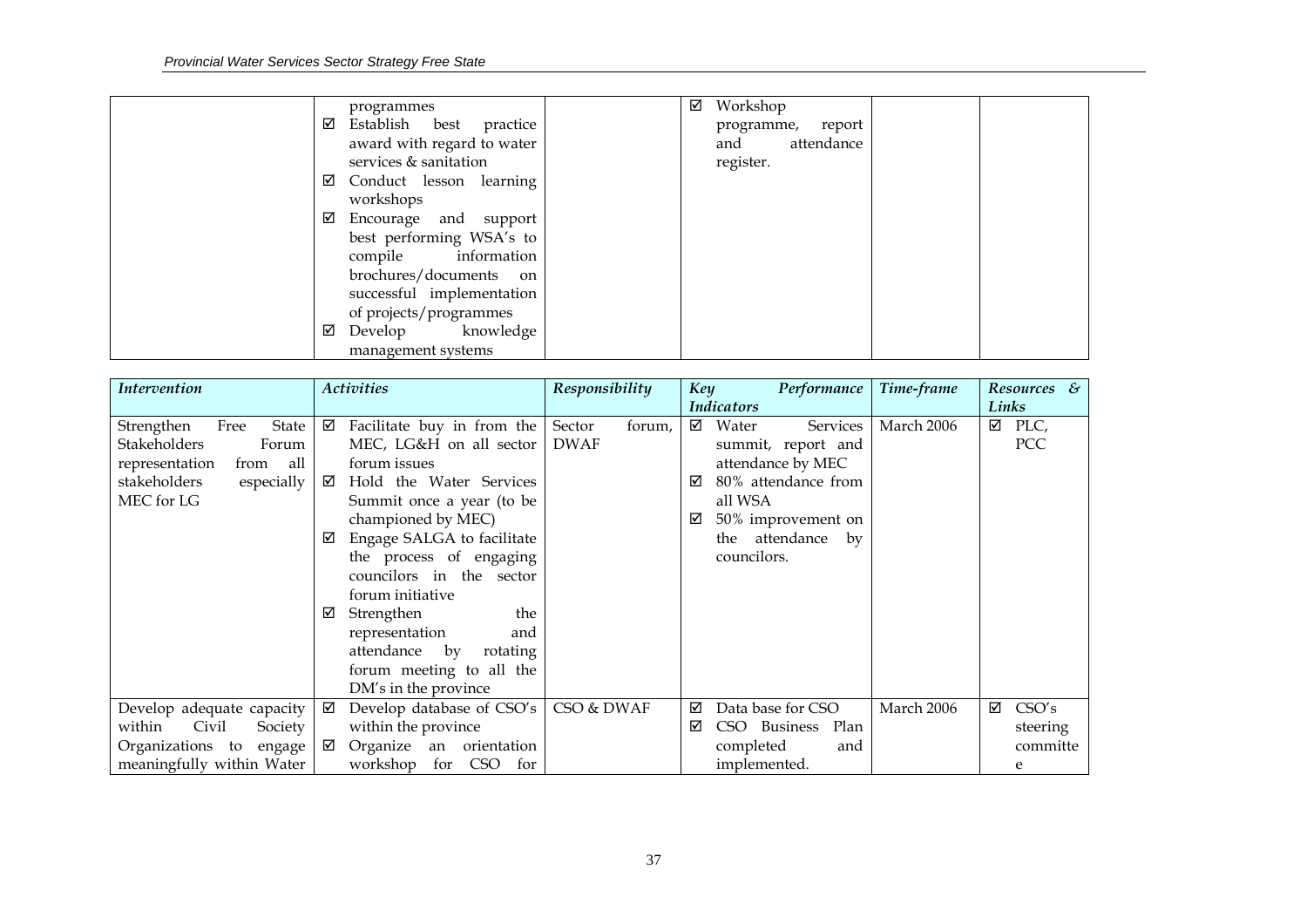| | | | | | |
|---|---|---|---|---|---|
| | programmes<br>☑ Establish best practice award with regard to water services & sanitation<br>☑ Conduct lesson learning workshops<br>☑ Encourage and support best performing WSA's to compile information brochures/documents on successful implementation of projects/programmes<br>☑ Develop knowledge management systems | | ☑ Workshop programme, report and attendance register. | | |

| *Intervention* | *Activities* | *Responsibility* | *Key Performance Indicators* | *Time-frame* | *Resources & Links* |
|---|---|---|---|---|---|
| Strengthen Free State Stakeholders Forum representation from all stakeholders especially MEC for LG | ☑ Facilitate buy in from the MEC, LG&H on all sector forum issues<br>☑ Hold the Water Services Summit once a year (to be championed by MEC)<br>☑ Engage SALGA to facilitate the process of engaging councilors in the sector forum initiative<br>☑ Strengthen the representation and attendance by rotating forum meeting to all the DM's in the province | Sector forum, DWAF | ☑ Water Services summit, report and attendance by MEC<br>☑ 80% attendance from all WSA<br>☑ 50% improvement on the attendance by councilors. | March 2006 | ☑ PLC, PCC |
| Develop adequate capacity within Civil Society Organizations to engage meaningfully within Water | ☑ Develop database of CSO's within the province<br>☑ Organize an orientation workshop for CSO for | CSO & DWAF | ☑ Data base for CSO<br>☑ CSO Business Plan completed and implemented. | March 2006 | ☑ CSO's steering committe e |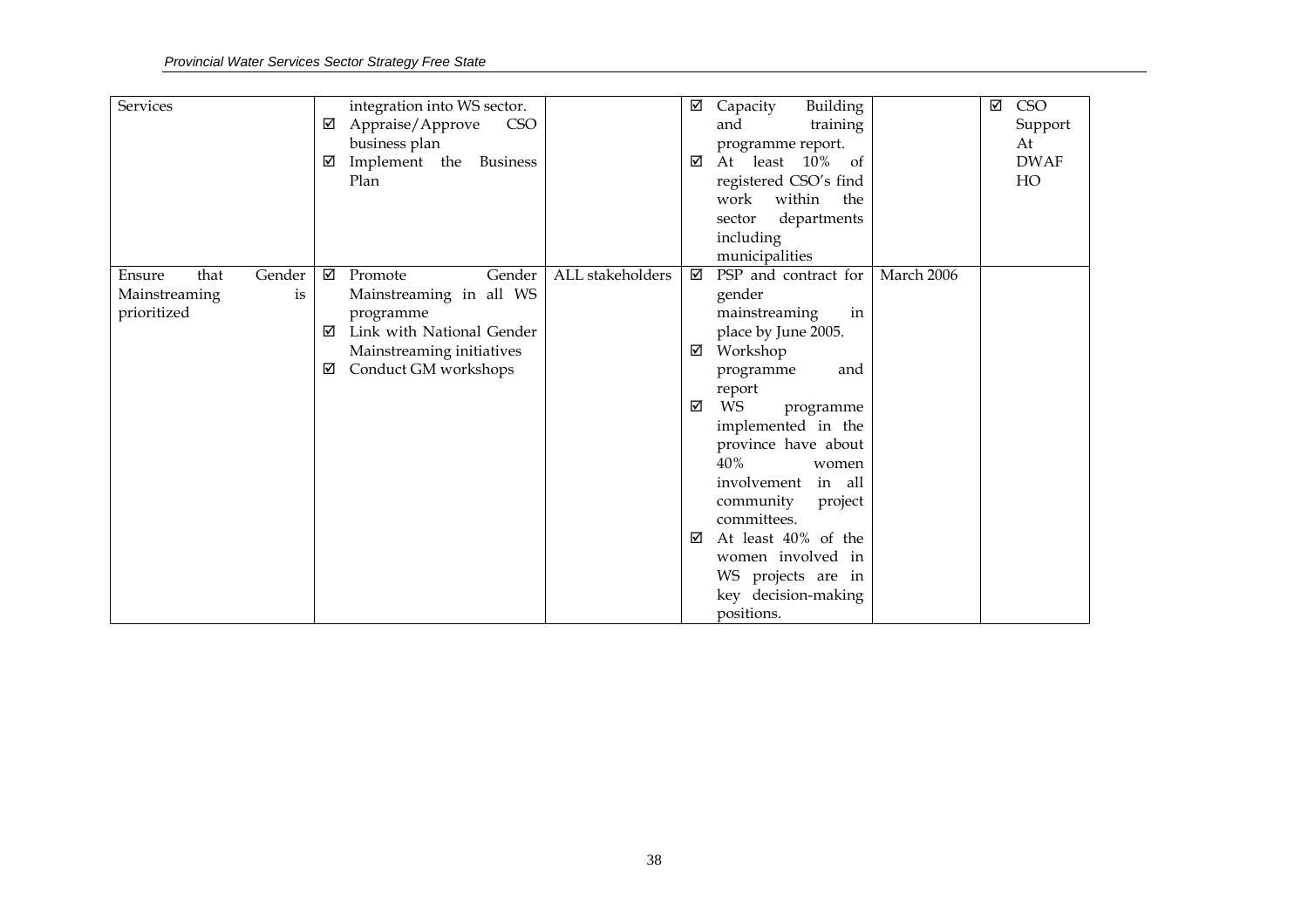| | | | | | |
|---|---|---|---|---|---|
| Services | integration into WS sector.<br>☑ Appraise/Approve CSO business plan<br>☑ Implement the Business Plan | | ☑ Capacity Building and training programme report.<br>☑ At least 10% of registered CSO's find work within the sector departments including municipalities | | ☑ CSO Support At DWAF HO |
| Ensure that Gender Mainstreaming is prioritized | ☑ Promote Gender Mainstreaming in all WS programme<br>☑ Link with National Gender Mainstreaming initiatives<br>☑ Conduct GM workshops | ALL stakeholders | ☑ PSP and contract for gender mainstreaming in place by June 2005.<br>☑ Workshop programme and report<br>☑ WS programme implemented in the province have about 40% women involvement in all community project committees.<br>☑ At least 40% of the women involved in WS projects are in key decision-making positions. | March 2006 | |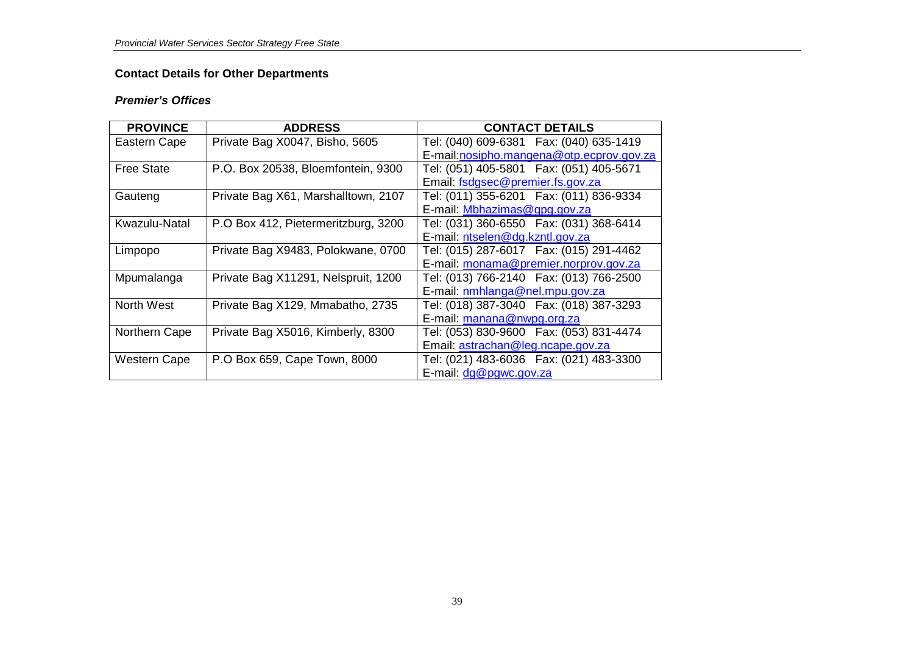## Contact Details for Other Departments

### *Premier's Offices*

| PROVINCE | ADDRESS | CONTACT DETAILS |
|---|---|---|
| Eastern Cape | Private Bag X0047, Bisho, 5605 | Tel: (040) 609-6381 Fax: (040) 635-1419 E-mail:nosipho.mangena@otp.ecprov.gov.za |
| Free State | P.O. Box 20538, Bloemfontein, 9300 | Tel: (051) 405-5801 Fax: (051) 405-5671 Email: fsdgsec@premier.fs.gov.za |
| Gauteng | Private Bag X61, Marshalltown, 2107 | Tel: (011) 355-6201 Fax: (011) 836-9334 E-mail: Mbhazimas@gpg.gov.za |
| Kwazulu-Natal | P.O Box 412, Pietermeritzburg, 3200 | Tel: (031) 360-6550 Fax: (031) 368-6414 E-mail: ntselen@dg.kzntl.gov.za |
| Limpopo | Private Bag X9483, Polokwane, 0700 | Tel: (015) 287-6017 Fax: (015) 291-4462 E-mail: monama@premier.norprov.gov.za |
| Mpumalanga | Private Bag X11291, Nelspruit, 1200 | Tel: (013) 766-2140 Fax: (013) 766-2500 E-mail: nmhlanga@nel.mpu.gov.za |
| North West | Private Bag X129, Mmabatho, 2735 | Tel: (018) 387-3040 Fax: (018) 387-3293 E-mail: manana@nwpg.org.za |
| Northern Cape | Private Bag X5016, Kimberly, 8300 | Tel: (053) 830-9600 Fax: (053) 831-4474 Email: astrachan@leg.ncape.gov.za |
| Western Cape | P.O Box 659, Cape Town, 8000 | Tel: (021) 483-6036 Fax: (021) 483-3300 E-mail: dg@pgwc.gov.za |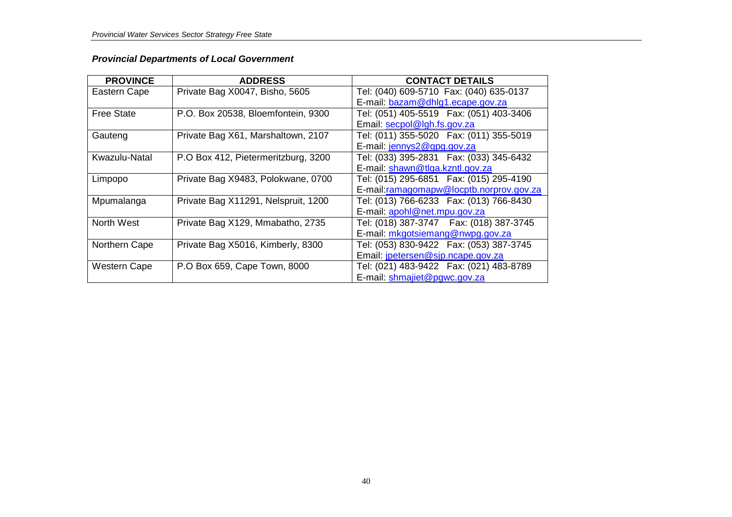### *Provincial Departments of Local Government*

| PROVINCE | ADDRESS | CONTACT DETAILS |
| --- | --- | --- |
| Eastern Cape | Private Bag X0047, Bisho, 5605 | Tel: (040) 609-5710 Fax: (040) 635-0137<br>E-mail: bazam@dhlg1.ecape.gov.za |
| Free State | P.O. Box 20538, Bloemfontein, 9300 | Tel: (051) 405-5519 Fax: (051) 403-3406<br>Email: secpol@lgh.fs.gov.za |
| Gauteng | Private Bag X61, Marshaltown, 2107 | Tel: (011) 355-5020 Fax: (011) 355-5019<br>E-mail: jennys2@gpg.gov.za |
| Kwazulu-Natal | P.O Box 412, Pietermeritzburg, 3200 | Tel: (033) 395-2831 Fax: (033) 345-6432<br>E-mail: shawn@tlga.kzntl.gov.za |
| Limpopo | Private Bag X9483, Polokwane, 0700 | Tel: (015) 295-6851 Fax: (015) 295-4190<br>E-mail:ramagomapw@locptb.norprov.gov.za |
| Mpumalanga | Private Bag X11291, Nelspruit, 1200 | Tel: (013) 766-6233 Fax: (013) 766-8430<br>E-mail: apohl@net.mpu.gov.za |
| North West | Private Bag X129, Mmabatho, 2735 | Tel: (018) 387-3747 Fax: (018) 387-3745<br>E-mail: mkgotsiemang@nwpg.gov.za |
| Northern Cape | Private Bag X5016, Kimberly, 8300 | Tel: (053) 830-9422 Fax: (053) 387-3745<br>Email: jpetersen@sjp.ncape.gov.za |
| Western Cape | P.O Box 659, Cape Town, 8000 | Tel: (021) 483-9422 Fax: (021) 483-8789<br>E-mail: shmajiet@pgwc.gov.za |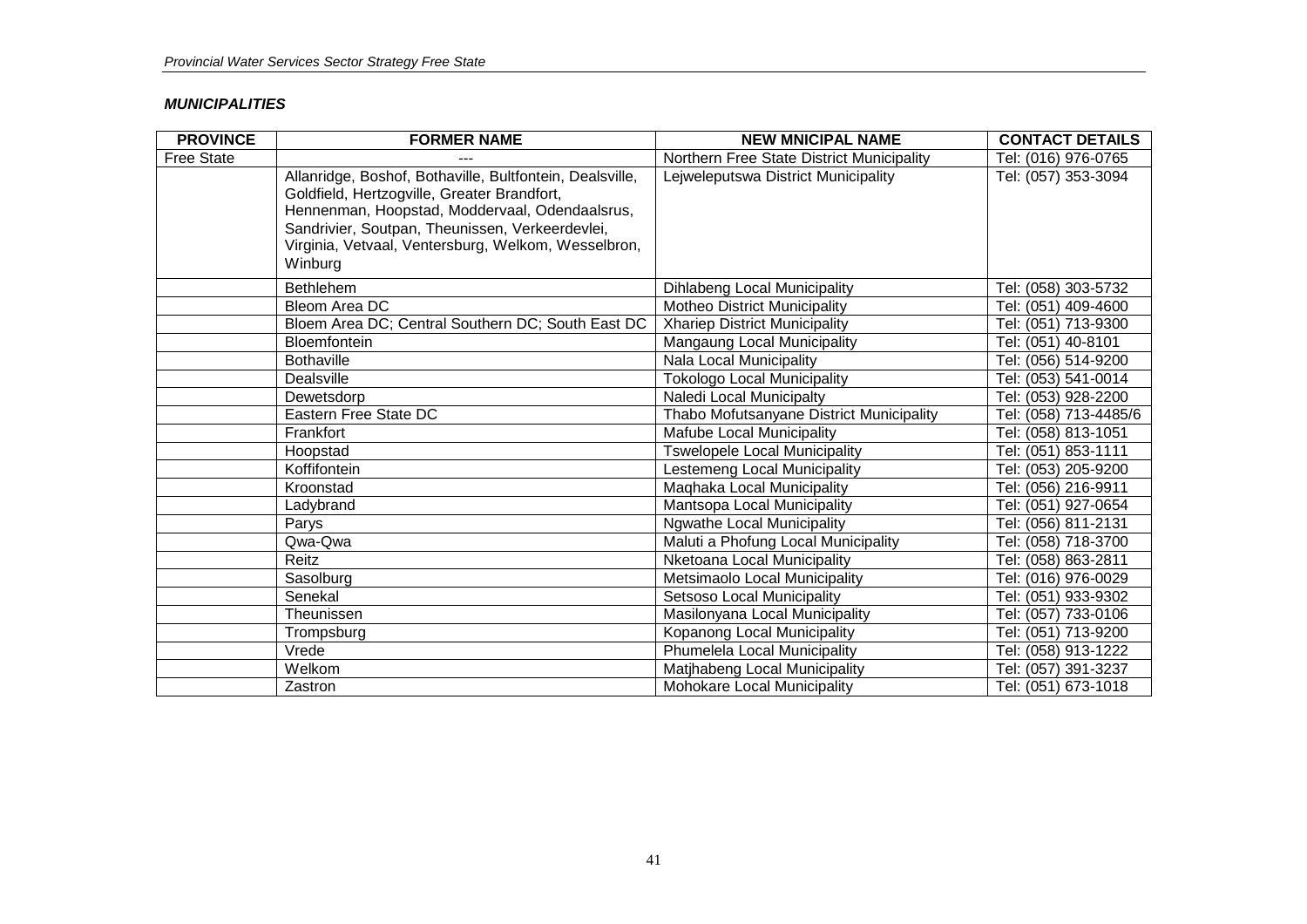***MUNICIPALITIES***

| PROVINCE | FORMER NAME | NEW MNICIPAL NAME | CONTACT DETAILS |
|---|---|---|---|
| Free State | --- | Northern Free State District Municipality | Tel: (016) 976-0765 |
| | Allanridge, Boshof, Bothaville, Bultfontein, Dealsville, Goldfield, Hertzogville, Greater Brandfort, Hennenman, Hoopstad, Moddervaal, Odendaalsrus, Sandrivier, Soutpan, Theunissen, Verkeerdevlei, Virginia, Vetvaal, Ventersburg, Welkom, Wesselbron, Winburg | Lejweleputswa District Municipality | Tel: (057) 353-3094 |
| | Bethlehem | Dihlabeng Local Municipality | Tel: (058) 303-5732 |
| | Bleom Area DC | Motheo District Municipality | Tel: (051) 409-4600 |
| | Bloem Area DC; Central Southern DC; South East DC | Xhariep District Municipality | Tel: (051) 713-9300 |
| | Bloemfontein | Mangaung Local Municipality | Tel: (051) 40-8101 |
| | Bothaville | Nala Local Municipality | Tel: (056) 514-9200 |
| | Dealsville | Tokologo Local Municipality | Tel: (053) 541-0014 |
| | Dewetsdorp | Naledi Local Municipalty | Tel: (053) 928-2200 |
| | Eastern Free State DC | Thabo Mofutsanyane District Municipality | Tel: (058) 713-4485/6 |
| | Frankfort | Mafube Local Municipality | Tel: (058) 813-1051 |
| | Hoopstad | Tswelopele Local Municipality | Tel: (051) 853-1111 |
| | Koffifontein | Lestemeng Local Municipality | Tel: (053) 205-9200 |
| | Kroonstad | Maqhaka Local Municipality | Tel: (056) 216-9911 |
| | Ladybrand | Mantsopa Local Municipality | Tel: (051) 927-0654 |
| | Parys | Ngwathe Local Municipality | Tel: (056) 811-2131 |
| | Qwa-Qwa | Maluti a Phofung Local Municipality | Tel: (058) 718-3700 |
| | Reitz | Nketoana Local Municipality | Tel: (058) 863-2811 |
| | Sasolburg | Metsimaolo Local Municipality | Tel: (016) 976-0029 |
| | Senekal | Setsoso Local Municipality | Tel: (051) 933-9302 |
| | Theunissen | Masilonyana Local Municipality | Tel: (057) 733-0106 |
| | Trompsburg | Kopanong Local Municipality | Tel: (051) 713-9200 |
| | Vrede | Phumelela Local Municipality | Tel: (058) 913-1222 |
| | Welkom | Matjhabeng Local Municipality | Tel: (057) 391-3237 |
| | Zastron | Mohokare Local Municipality | Tel: (051) 673-1018 |